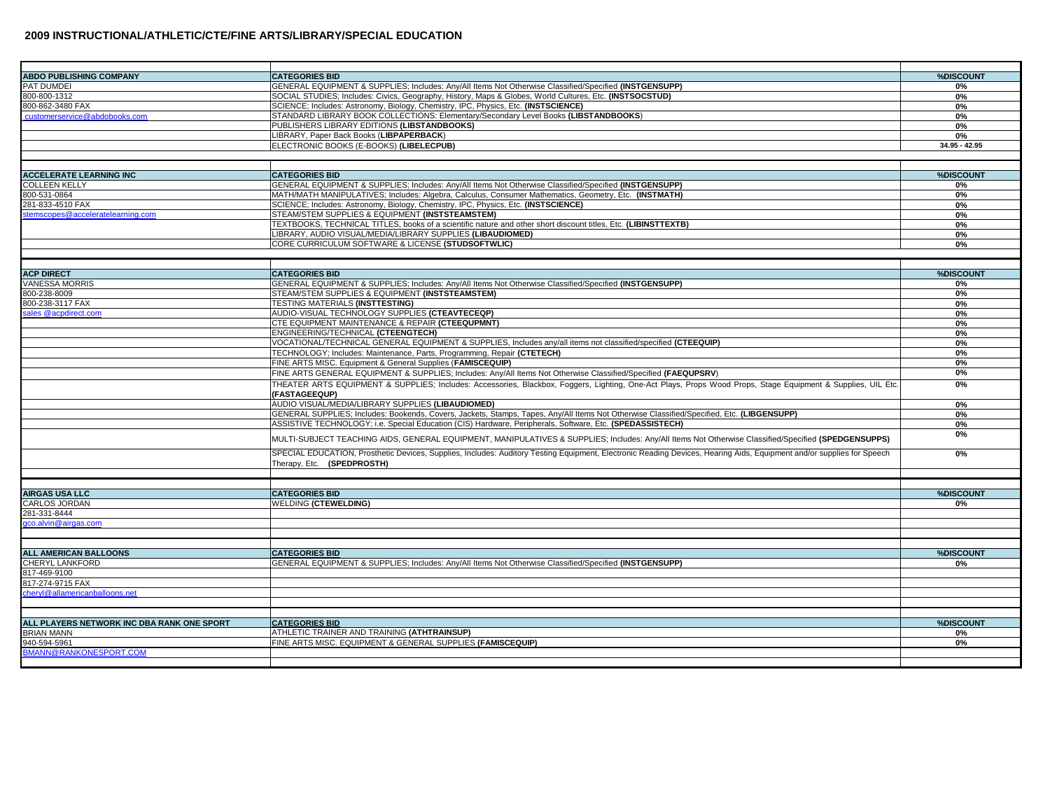## 2009 INSTRUCTIONAL/ATHLETIC/CTE/FINE ARTS/LIBRARY/SPECIAL EDUCATION

| | | |
|---|---|---|
| **ABDO PUBLISHING COMPANY** | **CATEGORIES BID** | **%DISCOUNT** |
| PAT DUMDEI | GENERAL EQUIPMENT & SUPPLIES; Includes: Any/All Items Not Otherwise Classified/Specified **(INSTGENSUPP)** | **0%** |
| 800-800-1312 | SOCIAL STUDIES; Includes: Civics, Geography, History, Maps & Globes, World Cultures, Etc. **(INSTSOCSTUD)** | **0%** |
| 800-862-3480 FAX | SCIENCE; Includes: Astronomy, Biology, Chemistry, IPC, Physics, Etc. **(INSTSCIENCE)** | **0%** |
| customerservice@abdobooks.com | STANDARD LIBRARY BOOK COLLECTIONS: Elementary/Secondary Level Books **(LIBSTANDBOOKS)** | **0%** |
| | PUBLISHERS LIBRARY EDITIONS **(LIBSTANDBOOKS)** | **0%** |
| | LIBRARY, Paper Back Books (**LIBPAPERBACK**) | **0%** |
| | ELECTRONIC BOOKS (E-BOOKS) **(LIBELECPUB)** | **34.95 - 42.95** |
| | | |
| **ACCELERATE LEARNING INC** | **CATEGORIES BID** | **%DISCOUNT** |
| COLLEEN KELLY | GENERAL EQUIPMENT & SUPPLIES; Includes: Any/All Items Not Otherwise Classified/Specified **(INSTGENSUPP)** | **0%** |
| 800-531-0864 | MATH/MATH MANIPULATIVES; Includes: Algebra, Calculus, Consumer Mathematics, Geometry, Etc. **(INSTMATH)** | **0%** |
| 281-833-4510 FAX | SCIENCE; Includes: Astronomy, Biology, Chemistry, IPC, Physics, Etc. **(INSTSCIENCE)** | **0%** |
| stemscopes@acceleratelearning.com | STEAM/STEM SUPPLIES & EQUIPMENT **(INSTSTEAMSTEM)** | **0%** |
| | TEXTBOOKS, TECHNICAL TITLES, books of a scientific nature and other short discount titles, Etc. **(LIBINSTTEXTB)** | **0%** |
| | LIBRARY, AUDIO VISUAL/MEDIA/LIBRARY SUPPLIES **(LIBAUDIOMED)** | **0%** |
| | CORE CURRICULUM SOFTWARE & LICENSE **(STUDSOFTWLIC)** | **0%** |
| | | |
| **ACP DIRECT** | **CATEGORIES BID** | **%DISCOUNT** |
| VANESSA MORRIS | GENERAL EQUIPMENT & SUPPLIES; Includes: Any/All Items Not Otherwise Classified/Specified **(INSTGENSUPP)** | **0%** |
| 800-238-8009 | STEAM/STEM SUPPLIES & EQUIPMENT **(INSTSTEAMSTEM)** | **0%** |
| 800-238-3117 FAX | TESTING MATERIALS **(INSTTESTING)** | **0%** |
| sales @acpdirect.com | AUDIO-VISUAL TECHNOLOGY SUPPLIES **(CTEAVTECEQP)** | **0%** |
| | CTE EQUIPMENT MAINTENANCE & REPAIR **(CTEEQUPMNT)** | **0%** |
| | ENGINEERING/TECHNICAL **(CTEENGTECH)** | **0%** |
| | VOCATIONAL/TECHNICAL GENERAL EQUIPMENT & SUPPLIES, Includes any/all items not classified/specified **(CTEEQUIP)** | **0%** |
| | TECHNOLOGY; Includes: Maintenance, Parts, Programming, Repair **(CTETECH)** | **0%** |
| | FINE ARTS MISC. Equipment & General Supplies (**FAMISCEQUIP)** | **0%** |
| | FINE ARTS GENERAL EQUIPMENT & SUPPLIES; Includes: Any/All Items Not Otherwise Classified/Specified **(FAEQUPSRV**) | **0%** |
| | THEATER ARTS EQUIPMENT & SUPPLIES; Includes: Accessories, Blackbox, Foggers, Lighting, One-Act Plays, Props Wood Props, Stage Equipment & Supplies, UIL Etc. **(FASTAGEEQUP)** | **0%** |
| | AUDIO VISUAL/MEDIA/LIBRARY SUPPLIES **(LIBAUDIOMED)** | **0%** |
| | GENERAL SUPPLIES; Includes: Bookends, Covers, Jackets, Stamps, Tapes, Any/All Items Not Otherwise Classified/Specified, Etc. **(LIBGENSUPP)** | **0%** |
| | ASSISTIVE TECHNOLOGY; i.e. Special Education (CIS) Hardware, Peripherals, Software, Etc. **(SPEDASSISTECH)** | **0%** |
| | MULTI-SUBJECT TEACHING AIDS, GENERAL EQUIPMENT, MANIPULATIVES & SUPPLIES; Includes: Any/All Items Not Otherwise Classified/Specified **(SPEDGENSUPPS)** | **0%** |
| | SPECIAL EDUCATION, Prosthetic Devices, Supplies, Includes: Auditory Testing Equipment, Electronic Reading Devices, Hearing Aids, Equipment and/or supplies for Speech Therapy, Etc. **(SPEDPROSTH)** | **0%** |
| | | |
| **AIRGAS USA LLC** | **CATEGORIES BID** | **%DISCOUNT** |
| CARLOS JORDAN | WELDING **(CTEWELDING)** | **0%** |
| 281-331-8444 | | |
| gco.alvin@airgas.com | | |
| | | |
| **ALL AMERICAN BALLOONS** | **CATEGORIES BID** | **%DISCOUNT** |
| CHERYL LANKFORD | GENERAL EQUIPMENT & SUPPLIES; Includes: Any/All Items Not Otherwise Classified/Specified **(INSTGENSUPP)** | **0%** |
| 817-469-9100 | | |
| 817-274-9715 FAX | | |
| cheryl@allamericanballoons.net | | |
| | | |
| **ALL PLAYERS NETWORK INC DBA RANK ONE SPORT** | **CATEGORIES BID** | **%DISCOUNT** |
| BRIAN MANN | ATHLETIC TRAINER AND TRAINING **(ATHTRAINSUP)** | **0%** |
| 940-594-5961 | FINE ARTS MISC. EQUIPMENT & GENERAL SUPPLIES **(FAMISCEQUIP)** | **0%** |
| BMANN@RANKONESPORT.COM | | |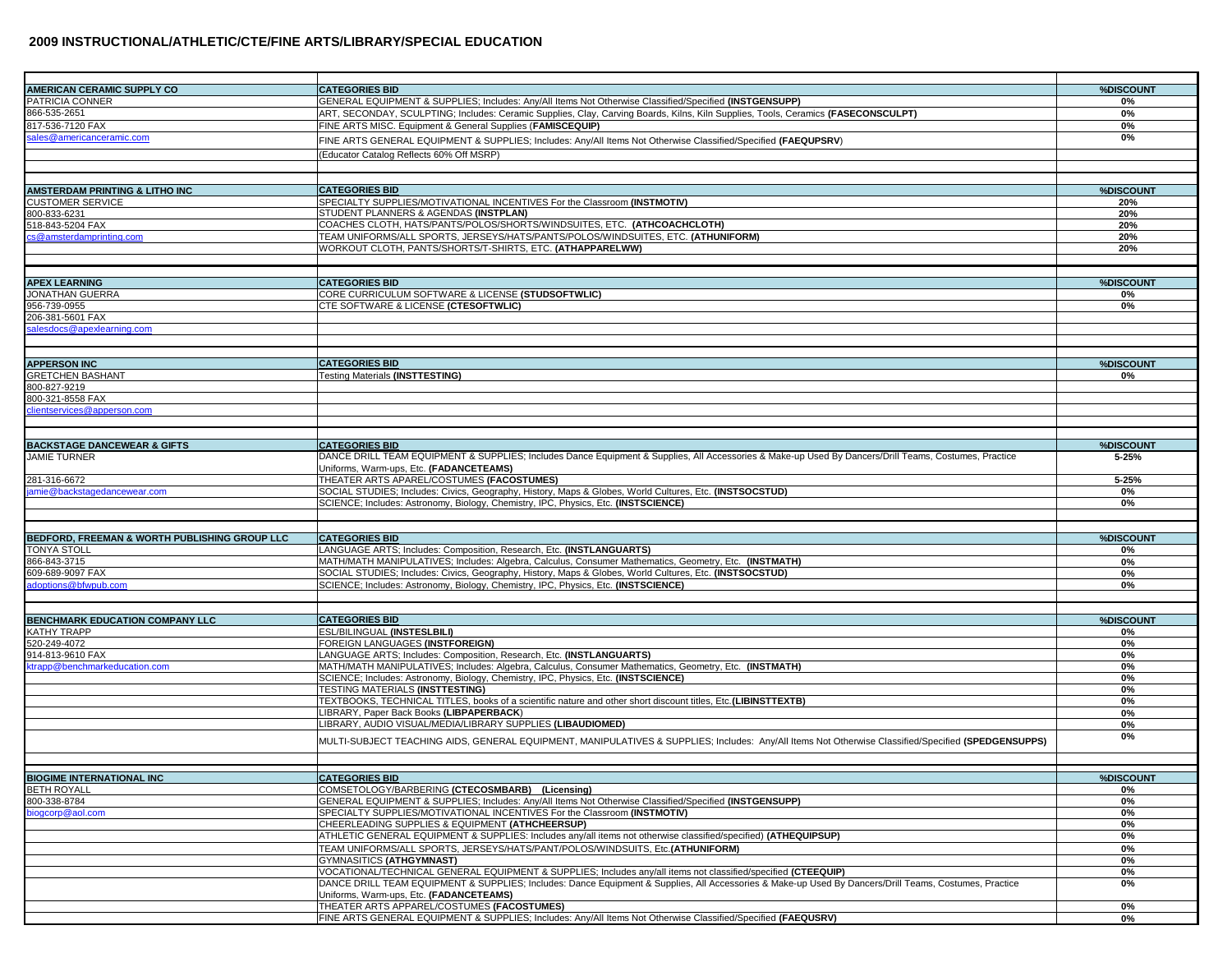## 2009 INSTRUCTIONAL/ATHLETIC/CTE/FINE ARTS/LIBRARY/SPECIAL EDUCATION

| | | |
|---|---|---|
| **AMERICAN CERAMIC SUPPLY CO** | **CATEGORIES BID** | **%DISCOUNT** |
| PATRICIA CONNER | GENERAL EQUIPMENT & SUPPLIES; Includes: Any/All Items Not Otherwise Classified/Specified **(INSTGENSUPP)** | 0% |
| 866-535-2651 | ART, SECONDAY, SCULPTING; Includes: Ceramic Supplies, Clay, Carving Boards, Kilns, Kiln Supplies, Tools, Ceramics **(FASECONSCULPT)** | 0% |
| 817-536-7120 FAX | FINE ARTS MISC. Equipment & General Supplies **(FAMISCEQUIP)** | 0% |
| sales@americanceramic.com | FINE ARTS GENERAL EQUIPMENT & SUPPLIES; Includes: Any/All Items Not Otherwise Classified/Specified **(FAEQUPSRV)** | 0% |
| | (Educator Catalog Reflects 60% Off MSRP) | |
| | | |
| **AMSTERDAM PRINTING & LITHO INC** | **CATEGORIES BID** | **%DISCOUNT** |
| CUSTOMER SERVICE | SPECIALTY SUPPLIES/MOTIVATIONAL INCENTIVES For the Classroom **(INSTMOTIV)** | 20% |
| 800-833-6231 | STUDENT PLANNERS & AGENDAS **(INSTPLAN)** | 20% |
| 518-843-5204 FAX | COACHES CLOTH, HATS/PANTS/POLOS/SHORTS/WINDSUITES, ETC. **(ATHCOACHCLOTH)** | 20% |
| cs@amsterdamprinting.com | TEAM UNIFORMS/ALL SPORTS, JERSEYS/HATS/PANTS/POLOS/WINDSUITES, ETC. **(ATHUNIFORM)** | 20% |
| | WORKOUT CLOTH, PANTS/SHORTS/T-SHIRTS, ETC. **(ATHAPPARELWW)** | 20% |
| | | |
| **APEX LEARNING** | **CATEGORIES BID** | **%DISCOUNT** |
| JONATHAN GUERRA | CORE CURRICULUM SOFTWARE & LICENSE **(STUDSOFTWLIC)** | 0% |
| 956-739-0955 | CTE SOFTWARE & LICENSE **(CTESOFTWLIC)** | 0% |
| 206-381-5601 FAX | | |
| salesdocs@apexlearning.com | | |
| | | |
| **APPERSON INC** | **CATEGORIES BID** | **%DISCOUNT** |
| GRETCHEN BASHANT | Testing Materials **(INSTTESTING)** | 0% |
| 800-827-9219 | | |
| 800-321-8558 FAX | | |
| clientservices@apperson.com | | |
| | | |
| **BACKSTAGE DANCEWEAR & GIFTS** | **CATEGORIES BID** | **%DISCOUNT** |
| JAMIE TURNER | DANCE DRILL TEAM EQUIPMENT & SUPPLIES; Includes Dance Equipment & Supplies, All Accessories & Make-up Used By Dancers/Drill Teams, Costumes, Practice Uniforms, Warm-ups, Etc. **(FADANCETEAMS)** | 5-25% |
| 281-316-6672 | THEATER ARTS APAREL/COSTUMES **(FACOSTUMES)** | 5-25% |
| jamie@backstagedancewear.com | SOCIAL STUDIES; Includes: Civics, Geography, History, Maps & Globes, World Cultures, Etc. **(INSTSOCSTUD)** | 0% |
| | SCIENCE; Includes: Astronomy, Biology, Chemistry, IPC, Physics, Etc. **(INSTSCIENCE)** | 0% |
| | | |
| **BEDFORD, FREEMAN & WORTH PUBLISHING GROUP LLC** | **CATEGORIES BID** | **%DISCOUNT** |
| TONYA STOLL | LANGUAGE ARTS; Includes: Composition, Research, Etc. **(INSTLANGUARTS)** | 0% |
| 866-843-3715 | MATH/MATH MANIPULATIVES; Includes: Algebra, Calculus, Consumer Mathematics, Geometry, Etc. **(INSTMATH)** | 0% |
| 609-689-9097 FAX | SOCIAL STUDIES; Includes: Civics, Geography, History, Maps & Globes, World Cultures, Etc. **(INSTSOCSTUD)** | 0% |
| adoptions@bfwpub.com | SCIENCE; Includes: Astronomy, Biology, Chemistry, IPC, Physics, Etc. **(INSTSCIENCE)** | 0% |
| | | |
| **BENCHMARK EDUCATION COMPANY LLC** | **CATEGORIES BID** | **%DISCOUNT** |
| KATHY TRAPP | ESL/BILINGUAL **(INSTESLBILI)** | 0% |
| 520-249-4072 | FOREIGN LANGUAGES **(INSTFOREIGN)** | 0% |
| 914-813-9610 FAX | LANGUAGE ARTS; Includes: Composition, Research, Etc. **(INSTLANGUARTS)** | 0% |
| ktrapp@benchmarkeducation.com | MATH/MATH MANIPULATIVES; Includes: Algebra, Calculus, Consumer Mathematics, Geometry, Etc. **(INSTMATH)** | 0% |
| | SCIENCE; Includes: Astronomy, Biology, Chemistry, IPC, Physics, Etc. **(INSTSCIENCE)** | 0% |
| | TESTING MATERIALS **(INSTTESTING)** | 0% |
| | TEXTBOOKS, TECHNICAL TITLES, books of a scientific nature and other short discount titles, Etc.**(LIBINSTTEXTB)** | 0% |
| | LIBRARY, Paper Back Books **(LIBPAPERBACK)** | 0% |
| | LIBRARY, AUDIO VISUAL/MEDIA/LIBRARY SUPPLIES **(LIBAUDIOMED)** | 0% |
| | MULTI-SUBJECT TEACHING AIDS, GENERAL EQUIPMENT, MANIPULATIVES & SUPPLIES; Includes: Any/All Items Not Otherwise Classified/Specified **(SPEDGENSUPPS)** | 0% |
| | | |
| **BIOGIME INTERNATIONAL INC** | **CATEGORIES BID** | **%DISCOUNT** |
| BETH ROYALL | COMSETOLOGY/BARBERING **(CTECOSMBARB) (Licensing)** | 0% |
| 800-338-8784 | GENERAL EQUIPMENT & SUPPLIES; Includes: Any/All Items Not Otherwise Classified/Specified **(INSTGENSUPP)** | 0% |
| biogcorp@aol.com | SPECIALTY SUPPLIES/MOTIVATIONAL INCENTIVES For the Classroom **(INSTMOTIV)** | 0% |
| | CHEERLEADING SUPPLIES & EQUIPMENT **(ATHCHEERSUP)** | 0% |
| | ATHLETIC GENERAL EQUIPMENT & SUPPLIES: Includes any/all items not otherwise classified/specified) **(ATHEQUIPSUP)** | 0% |
| | TEAM UNIFORMS/ALL SPORTS, JERSEYS/HATS/PANT/POLOS/WINDSUITS, Etc.**(ATHUNIFORM)** | 0% |
| | GYMNASITICS **(ATHGYMNAST)** | 0% |
| | VOCATIONAL/TECHNICAL GENERAL EQUIPMENT & SUPPLIES; Includes any/all items not classified/specified **(CTEEQUIP)** | 0% |
| | DANCE DRILL TEAM EQUIPMENT & SUPPLIES; Includes: Dance Equipment & Supplies, All Accessories & Make-up Used By Dancers/Drill Teams, Costumes, Practice Uniforms, Warm-ups, Etc. **(FADANCETEAMS)** | 0% |
| | THEATER ARTS APPAREL/COSTUMES **(FACOSTUMES)** | 0% |
| | FINE ARTS GENERAL EQUIPMENT & SUPPLIES; Includes: Any/All Items Not Otherwise Classified/Specified **(FAEQUSRV)** | 0% |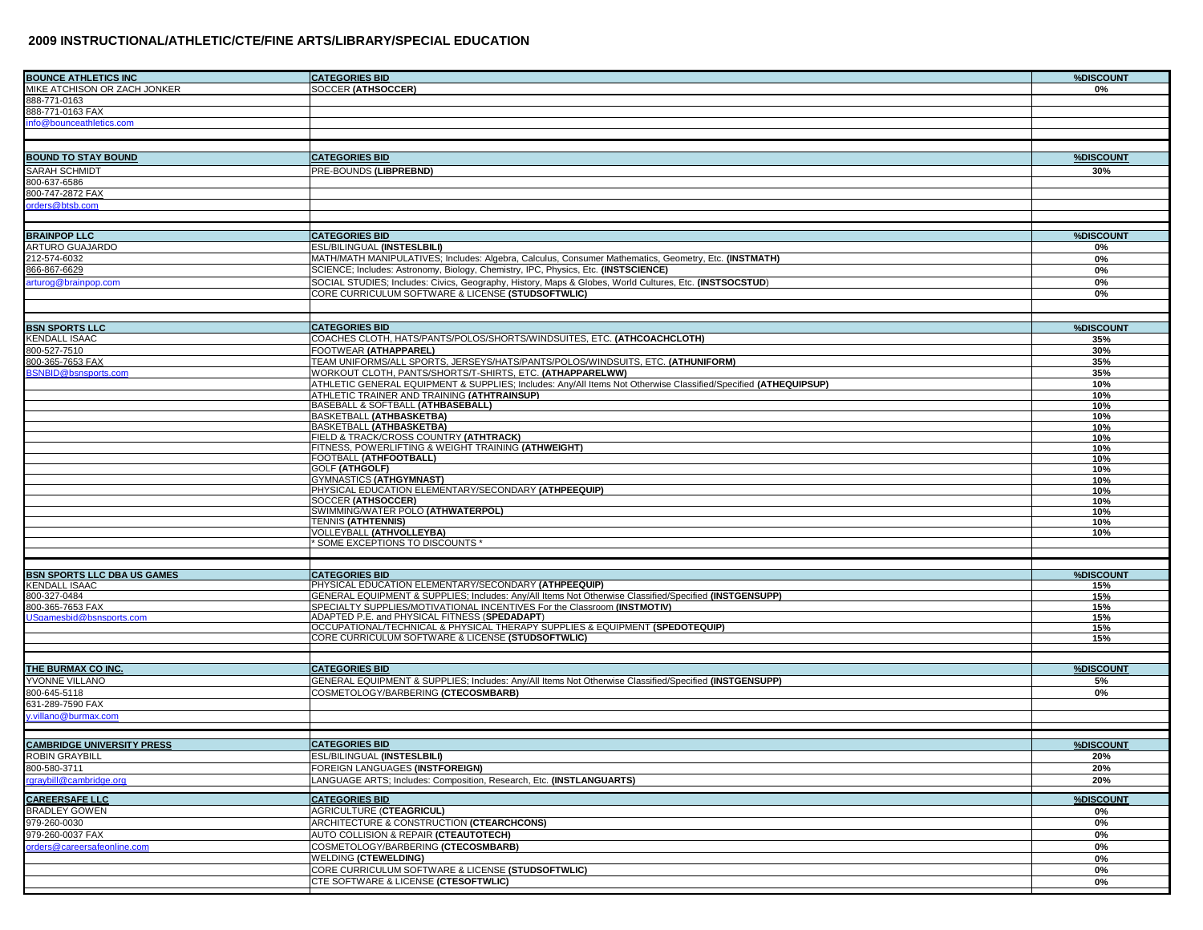## 2009 INSTRUCTIONAL/ATHLETIC/CTE/FINE ARTS/LIBRARY/SPECIAL EDUCATION

| BOUNCE ATHLETICS INC | CATEGORIES BID | %DISCOUNT |
|---|---|---|
| MIKE ATCHISON OR ZACH JONKER | SOCCER **(ATHSOCCER)** | 0% |
| 888-771-0163 | | |
| 888-771-0163 FAX | | |
| info@bounceathletics.com | | |

| BOUND TO STAY BOUND | CATEGORIES BID | %DISCOUNT |
|---|---|---|
| SARAH SCHMIDT | PRE-BOUNDS **(LIBPREBND)** | 30% |
| 800-637-6586 | | |
| 800-747-2872 FAX | | |
| orders@btsb.com | | |

| BRAINPOP LLC | CATEGORIES BID | %DISCOUNT |
|---|---|---|
| ARTURO GUAJARDO | ESL/BILINGUAL **(INSTESLBILI)** | 0% |
| 212-574-6032 | MATH/MATH MANIPULATIVES; Includes: Algebra, Calculus, Consumer Mathematics, Geometry, Etc. **(INSTMATH)** | 0% |
| 866-867-6629 | SCIENCE; Includes: Astronomy, Biology, Chemistry, IPC, Physics, Etc. **(INSTSCIENCE)** | 0% |
| arturog@brainpop.com | SOCIAL STUDIES; Includes: Civics, Geography, History, Maps & Globes, World Cultures, Etc. **(INSTSOCSTUD)** | 0% |
| | CORE CURRICULUM SOFTWARE & LICENSE **(STUDSOFTWLIC)** | 0% |

| BSN SPORTS LLC | CATEGORIES BID | %DISCOUNT |
|---|---|---|
| KENDALL ISAAC | COACHES CLOTH, HATS/PANTS/POLOS/SHORTS/WINDSUITES, ETC. **(ATHCOACHCLOTH)** | 35% |
| 800-527-7510 | FOOTWEAR **(ATHAPPAREL)** | 30% |
| 800-365-7653 FAX | TEAM UNIFORMS/ALL SPORTS, JERSEYS/HATS/PANTS/POLOS/WINDSUITS, ETC. **(ATHUNIFORM)** | 35% |
| BSNBID@bsnsports.com | WORKOUT CLOTH, PANTS/SHORTS/T-SHIRTS, ETC. **(ATHAPPARELWW)** | 35% |
| | ATHLETIC GENERAL EQUIPMENT & SUPPLIES; Includes: Any/All Items Not Otherwise Classified/Specified **(ATHEQUIPSUP)** | 10% |
| | ATHLETIC TRAINER AND TRAINING **(ATHTRAINSUP)** | 10% |
| | BASEBALL & SOFTBALL **(ATHBASEBALL)** | 10% |
| | BASKETBALL **(ATHBASKETBA)** | 10% |
| | BASKETBALL **(ATHBASKETBA)** | 10% |
| | FIELD & TRACK/CROSS COUNTRY **(ATHTRACK)** | 10% |
| | FITNESS, POWERLIFTING & WEIGHT TRAINING **(ATHWEIGHT)** | 10% |
| | FOOTBALL **(ATHFOOTBALL)** | 10% |
| | GOLF **(ATHGOLF)** | 10% |
| | GYMNASTICS **(ATHGYMNAST)** | 10% |
| | PHYSICAL EDUCATION ELEMENTARY/SECONDARY **(ATHPEEQUIP)** | 10% |
| | SOCCER **(ATHSOCCER)** | 10% |
| | SWIMMING/WATER POLO **(ATHWATERPOL)** | 10% |
| | TENNIS **(ATHTENNIS)** | 10% |
| | VOLLEYBALL **(ATHVOLLEYBA)** | 10% |
| | * SOME EXCEPTIONS TO DISCOUNTS * | |

| BSN SPORTS LLC DBA US GAMES | CATEGORIES BID | %DISCOUNT |
|---|---|---|
| KENDALL ISAAC | PHYSICAL EDUCATION ELEMENTARY/SECONDARY **(ATHPEEQUIP)** | 15% |
| 800-327-0484 | GENERAL EQUIPMENT & SUPPLIES; Includes: Any/All Items Not Otherwise Classified/Specified **(INSTGENSUPP)** | 15% |
| 800-365-7653 FAX | SPECIALTY SUPPLIES/MOTIVATIONAL INCENTIVES For the Classroom **(INSTMOTIV)** | 15% |
| USgamesbid@bsnsports.com | ADAPTED P.E. and PHYSICAL FITNESS (**SPEDADAPT**) | 15% |
| | OCCUPATIONAL/TECHNICAL & PHYSICAL THERAPY SUPPLIES & EQUIPMENT **(SPEDOTEQUIP)** | 15% |
| | CORE CURRICULUM SOFTWARE & LICENSE **(STUDSOFTWLIC)** | 15% |

| THE BURMAX CO INC. | CATEGORIES BID | %DISCOUNT |
|---|---|---|
| YVONNE VILLANO | GENERAL EQUIPMENT & SUPPLIES; Includes: Any/All Items Not Otherwise Classified/Specified **(INSTGENSUPP)** | 5% |
| 800-645-5118 | COSMETOLOGY/BARBERING **(CTECOSMBARB)** | 0% |
| 631-289-7590 FAX | | |
| y.villano@burmax.com | | |

| CAMBRIDGE UNIVERSITY PRESS | CATEGORIES BID | %DISCOUNT |
|---|---|---|
| ROBIN GRAYBILL | ESL/BILINGUAL **(INSTESLBILI)** | 20% |
| 800-580-3711 | FOREIGN LANGUAGES **(INSTFOREIGN)** | 20% |
| rgraybill@cambridge.org | LANGUAGE ARTS; Includes: Composition, Research, Etc. **(INSTLANGUARTS)** | 20% |

| CAREERSAFE LLC | CATEGORIES BID | %DISCOUNT |
|---|---|---|
| BRADLEY GOWEN | AGRICULTURE (**CTEAGRICUL**) | 0% |
| 979-260-0030 | ARCHITECTURE & CONSTRUCTION **(CTEARCHCONS)** | 0% |
| 979-260-0037 FAX | AUTO COLLISION & REPAIR **(CTEAUTOTECH)** | 0% |
| orders@careersafeonline.com | COSMETOLOGY/BARBERING **(CTECOSMBARB)** | 0% |
| | WELDING **(CTEWELDING)** | 0% |
| | CORE CURRICULUM SOFTWARE & LICENSE **(STUDSOFTWLIC)** | 0% |
| | CTE SOFTWARE & LICENSE **(CTESOFTWLIC)** | 0% |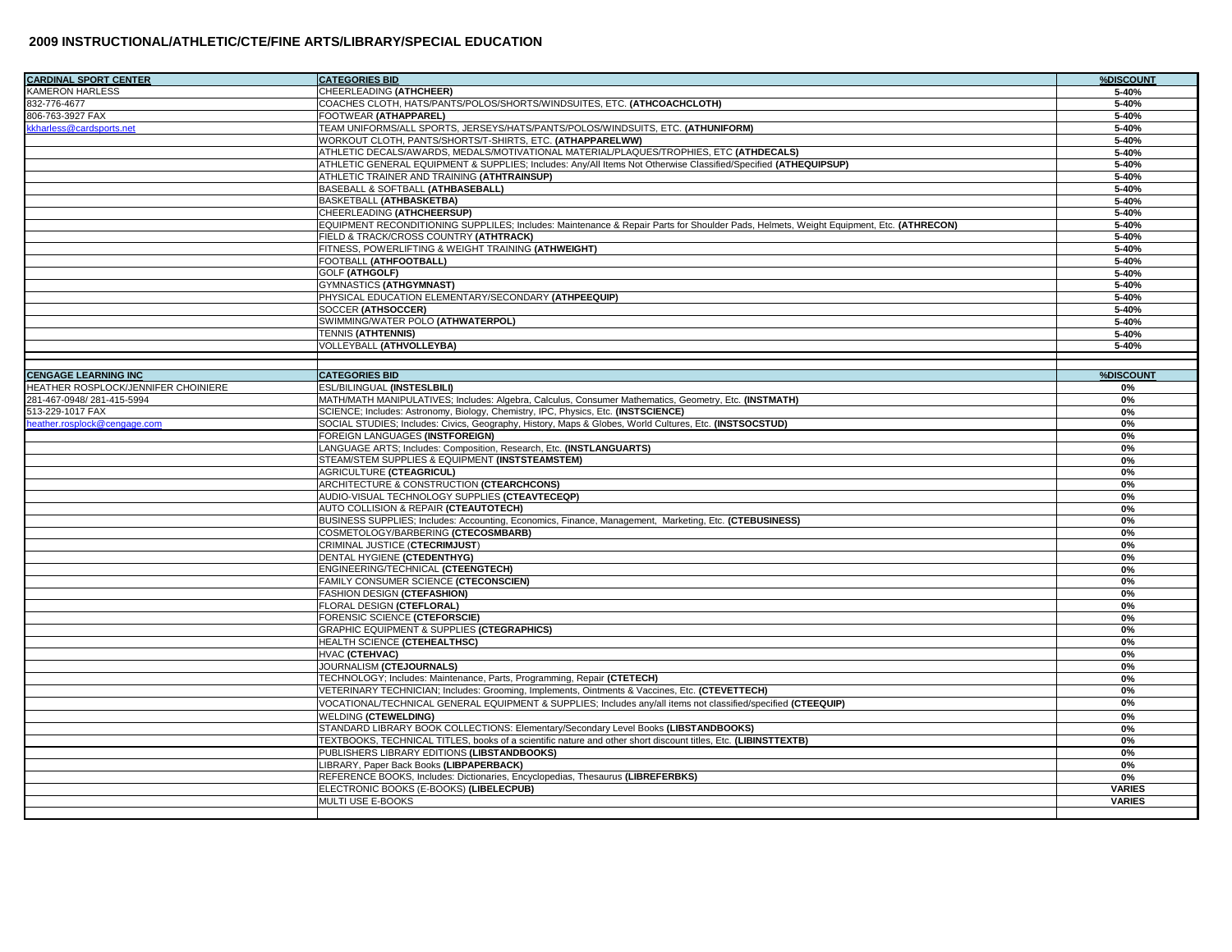## 2009 INSTRUCTIONAL/ATHLETIC/CTE/FINE ARTS/LIBRARY/SPECIAL EDUCATION

| CARDINAL SPORT CENTER | CATEGORIES BID | %DISCOUNT |
|---|---|---|
| KAMERON HARLESS | CHEERLEADING **(ATHCHEER)** | 5-40% |
| 832-776-4677 | COACHES CLOTH, HATS/PANTS/POLOS/SHORTS/WINDSUITES, ETC. **(ATHCOACHCLOTH)** | 5-40% |
| 806-763-3927 FAX | FOOTWEAR **(ATHAPPAREL)** | 5-40% |
| kkharless@cardsports.net | TEAM UNIFORMS/ALL SPORTS, JERSEYS/HATS/PANTS/POLOS/WINDSUITS, ETC. **(ATHUNIFORM)** | 5-40% |
| | WORKOUT CLOTH, PANTS/SHORTS/T-SHIRTS, ETC. **(ATHAPPARELWW)** | 5-40% |
| | ATHLETIC DECALS/AWARDS, MEDALS/MOTIVATIONAL MATERIAL/PLAQUES/TROPHIES, ETC **(ATHDECALS)** | 5-40% |
| | ATHLETIC GENERAL EQUIPMENT & SUPPLIES; Includes: Any/All Items Not Otherwise Classified/Specified **(ATHEQUIPSUP)** | 5-40% |
| | ATHLETIC TRAINER AND TRAINING **(ATHTRAINSUP)** | 5-40% |
| | BASEBALL & SOFTBALL **(ATHBASEBALL)** | 5-40% |
| | BASKETBALL **(ATHBASKETBA)** | 5-40% |
| | CHEERLEADING **(ATHCHEERSUP)** | 5-40% |
| | EQUIPMENT RECONDITIONING SUPPLILES; Includes: Maintenance & Repair Parts for Shoulder Pads, Helmets, Weight Equipment, Etc. **(ATHRECON)** | 5-40% |
| | FIELD & TRACK/CROSS COUNTRY **(ATHTRACK)** | 5-40% |
| | FITNESS, POWERLIFTING & WEIGHT TRAINING **(ATHWEIGHT)** | 5-40% |
| | FOOTBALL **(ATHFOOTBALL)** | 5-40% |
| | GOLF **(ATHGOLF)** | 5-40% |
| | GYMNASTICS **(ATHGYMNAST)** | 5-40% |
| | PHYSICAL EDUCATION ELEMENTARY/SECONDARY **(ATHPEEQUIP)** | 5-40% |
| | SOCCER **(ATHSOCCER)** | 5-40% |
| | SWIMMING/WATER POLO **(ATHWATERPOL)** | 5-40% |
| | TENNIS **(ATHTENNIS)** | 5-40% |
| | VOLLEYBALL **(ATHVOLLEYBA)** | 5-40% |

| CENGAGE LEARNING INC | CATEGORIES BID | %DISCOUNT |
|---|---|---|
| HEATHER ROSPLOCK/JENNIFER CHOINIERE | ESL/BILINGUAL **(INSTESLBILI)** | 0% |
| 281-467-0948/ 281-415-5994 | MATH/MATH MANIPULATIVES; Includes: Algebra, Calculus, Consumer Mathematics, Geometry, Etc. **(INSTMATH)** | 0% |
| 513-229-1017 FAX | SCIENCE; Includes: Astronomy, Biology, Chemistry, IPC, Physics, Etc. **(INSTSCIENCE)** | 0% |
| heather.rosplock@cengage.com | SOCIAL STUDIES; Includes: Civics, Geography, History, Maps & Globes, World Cultures, Etc. **(INSTSOCSTUD)** | 0% |
| | FOREIGN LANGUAGES **(INSTFOREIGN)** | 0% |
| | LANGUAGE ARTS; Includes: Composition, Research, Etc. **(INSTLANGUARTS)** | 0% |
| | STEAM/STEM SUPPLIES & EQUIPMENT **(INSTSTEAMSTEM)** | 0% |
| | AGRICULTURE **(CTEAGRICUL)** | 0% |
| | ARCHITECTURE & CONSTRUCTION **(CTEARCHCONS)** | 0% |
| | AUDIO-VISUAL TECHNOLOGY SUPPLIES **(CTEAVTECEQP)** | 0% |
| | AUTO COLLISION & REPAIR **(CTEAUTOTECH)** | 0% |
| | BUSINESS SUPPLIES; Includes: Accounting, Economics, Finance, Management, Marketing, Etc. **(CTEBUSINESS)** | 0% |
| | COSMETOLOGY/BARBERING **(CTECOSMBARB)** | 0% |
| | CRIMINAL JUSTICE (**CTECRIMJUST**) | 0% |
| | DENTAL HYGIENE **(CTEDENTHYG)** | 0% |
| | ENGINEERING/TECHNICAL **(CTEENGTECH)** | 0% |
| | FAMILY CONSUMER SCIENCE **(CTECONSCIEN)** | 0% |
| | FASHION DESIGN **(CTEFASHION)** | 0% |
| | FLORAL DESIGN **(CTEFLORAL)** | 0% |
| | FORENSIC SCIENCE **(CTEFORSCIE)** | 0% |
| | GRAPHIC EQUIPMENT & SUPPLIES **(CTEGRAPHICS)** | 0% |
| | HEALTH SCIENCE **(CTEHEALTHSC)** | 0% |
| | HVAC **(CTEHVAC)** | 0% |
| | JOURNALISM **(CTEJOURNALS)** | 0% |
| | TECHNOLOGY; Includes: Maintenance, Parts, Programming, Repair **(CTETECH)** | 0% |
| | VETERINARY TECHNICIAN; Includes: Grooming, Implements, Ointments & Vaccines, Etc. **(CTEVETTECH)** | 0% |
| | VOCATIONAL/TECHNICAL GENERAL EQUIPMENT & SUPPLIES; Includes any/all items not classified/specified **(CTEEQUIP)** | 0% |
| | WELDING **(CTEWELDING)** | 0% |
| | STANDARD LIBRARY BOOK COLLECTIONS: Elementary/Secondary Level Books **(LIBSTANDBOOKS)** | 0% |
| | TEXTBOOKS, TECHNICAL TITLES, books of a scientific nature and other short discount titles, Etc. **(LIBINSTTEXTB)** | 0% |
| | PUBLISHERS LIBRARY EDITIONS **(LIBSTANDBOOKS)** | 0% |
| | LIBRARY, Paper Back Books **(LIBPAPERBACK)** | 0% |
| | REFERENCE BOOKS, Includes: Dictionaries, Encyclopedias, Thesaurus **(LIBREFERBKS)** | 0% |
| | ELECTRONIC BOOKS (E-BOOKS) **(LIBELECPUB)** | VARIES |
| | MULTI USE E-BOOKS | VARIES |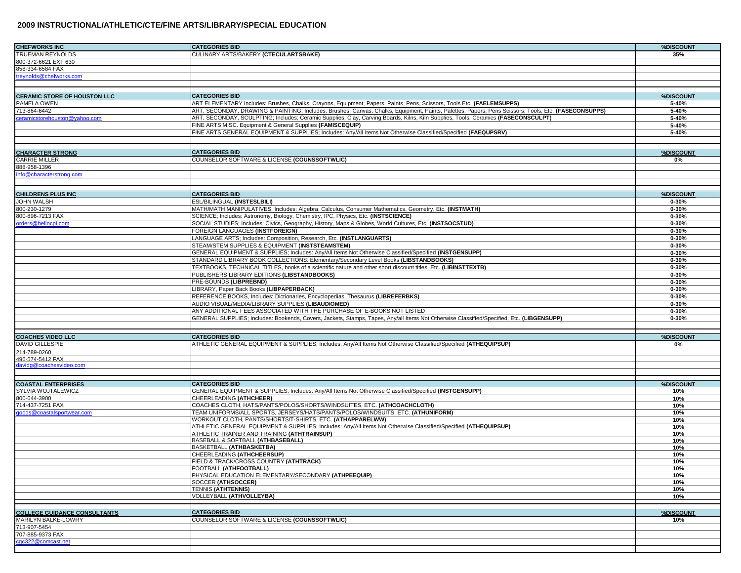## 2009 INSTRUCTIONAL/ATHLETIC/CTE/FINE ARTS/LIBRARY/SPECIAL EDUCATION

| CHEFWORKS INC | CATEGORIES BID | %DISCOUNT |
|---|---|---|
| TRUEMAN REYNOLDS | CULINARY ARTS/BAKERY **(CTECULARTSBAKE)** | 35% |
| 800-372-6621 EXT 630 | | |
| 858-334-6584 FAX | | |
| treynolds@chefworks.com | | |

| CERAMIC STORE OF HOUSTON LLC | CATEGORIES BID | %DISCOUNT |
|---|---|---|
| PAMELA OWEN | ART ELEMENTARY Includes: Brushes, Chalks, Crayons, Equipment, Papers, Paints, Pens, Scissors, Tools Etc. **(FAELEMSUPPS)** | 5-40% |
| 713-864-6442 | ART, SECONDAY, DRAWING & PAINTING; Includes: Brushes, Canvas, Chalks, Equipment, Paints, Palettes, Papers, Pens Scissors, Tools, Etc. **(FASECONSUPPS)** | 5-40% |
| ceramicstorehouston@yahoo.com | ART, SECONDAY, SCULPTING; Includes: Ceramic Supplies, Clay, Carving Boards, Kilns, Kiln Supplies, Tools, Ceramics **(FASECONSCULPT)** | 5-40% |
| | FINE ARTS MISC. Equipment & General Supplies **(FAMISCEQUIP)** | 5-40% |
| | FINE ARTS GENERAL EQUIPMENT & SUPPLIES; Includes: Any/All Items Not Otherwise Classified/Specified **(FAEQUPSRV)** | 5-40% |

| CHARACTER STRONG | CATEGORIES BID | %DISCOUNT |
|---|---|---|
| CARRIE MILLER | COUNSELOR SOFTWARE & LICENSE **(COUNSSOFTWLIC)** | 0% |
| 888-958-1396 | | |
| info@characterstrong.com | | |

| CHILDRENS PLUS INC | CATEGORIES BID | %DISCOUNT |
|---|---|---|
| JOHN WALSH | ESL/BILINGUAL **(INSTESLBILI)** | 0-30% |
| 800-230-1279 | MATH/MATH MANIPULATIVES; Includes: Algebra, Calculus, Consumer Mathematics, Geometry, Etc. **(INSTMATH)** | 0-30% |
| 800-896-7213 FAX | SCIENCE; Includes: Astronomy, Biology, Chemistry, IPC, Physics, Etc. **(INSTSCIENCE)** | 0-30% |
| orders@hellocpi.com | SOCIAL STUDIES; Includes: Civics, Geography, History, Maps & Globes, World Cultures, Etc. **(INSTSOCSTUD)** | 0-30% |
| | FOREIGN LANGUAGES **(INSTFOREIGN)** | 0-30% |
| | LANGUAGE ARTS; Includes: Composition, Research, Etc. **(INSTLANGUARTS)** | 0-30% |
| | STEAM/STEM SUPPLIES & EQUIPMENT **(INSTSTEAMSTEM)** | 0-30% |
| | GENERAL EQUIPMENT & SUPPLIES; Includes: Any/All Items Not Otherwise Classified/Specified **(INSTGENSUPP)** | 0-30% |
| | STANDARD LIBRARY BOOK COLLECTIONS: Elementary/Secondary Level Books **(LIBSTANDBOOKS)** | 0-30% |
| | TEXTBOOKS, TECHNICAL TITLES, books of a scientific nature and other short discount titles, Etc. **(LIBINSTTEXTB)** | 0-30% |
| | PUBLISHERS LIBRARY EDITIONS **(LIBSTANDBOOKS)** | 0-30% |
| | PRE-BOUNDS **(LIBPREBND)** | 0-30% |
| | LIBRARY, Paper Back Books **(LIBPAPERBACK)** | 0-30% |
| | REFERENCE BOOKS, Includes: Dictionaries, Encyclopedias, Thesaurus **(LIBREFERBKS)** | 0-30% |
| | AUDIO VISUAL/MEDIA/LIBRARY SUPPLIES **(LIBAUDIOMED)** | 0-30% |
| | ANY ADDITIONAL FEES ASSOCIATED WITH THE PURCHASE OF E-BOOKS NOT LISTED | 0-30% |
| | GENERAL SUPPLIES; Includes: Bookends, Covers, Jackets, Stamps, Tapes, Any/all Items Not Otherwise Classified/Specified, Etc. **(LIBGENSUPP)** | 0-30% |

| COACHES VIDEO LLC | CATEGORIES BID | %DISCOUNT |
|---|---|---|
| DAVID GILLESPIE | ATHLETIC GENERAL EQUIPMENT & SUPPLIES; Includes: Any/All Items Not Otherwise Classified/Specified **(ATHEQUIPSUP)** | 0% |
| 214-789-0260 | | |
| 496-574-5412 FAX | | |
| davidg@coachesvideo.com | | |

| COASTAL ENTERPRISES | CATEGORIES BID | %DISCOUNT |
|---|---|---|
| SYLVIA WOJTALEWICZ | GENERAL EQUIPMENT & SUPPLIES; Includes: Any/All Items Not Otherwise Classified/Specified **(INSTGENSUPP)** | 10% |
| 800-644-3900 | CHEERLEADING **(ATHCHEER)** | 10% |
| 714-437-7251 FAX | COACHES CLOTH, HATS/PANTS/POLOS/SHORTS/WINDSUITES, ETC. **(ATHCOACHCLOTH)** | 10% |
| goods@coastalsportwear.com | TEAM UNIFORMS/ALL SPORTS, JERSEYS/HATS/PANTS/POLOS/WINDSUITS, ETC. **(ATHUNIFORM)** | 10% |
| | WORKOUT CLOTH, PANTS/SHORTS/T-SHIRTS, ETC. **(ATHAPPARELWW)** | 10% |
| | ATHLETIC GENERAL EQUIPMENT & SUPPLIES; Includes: Any/All Items Not Otherwise Classified/Specified **(ATHEQUIPSUP)** | 10% |
| | ATHLETIC TRAINER AND TRAINING **(ATHTRAINSUP)** | 10% |
| | BASEBALL & SOFTBALL **(ATHBASEBALL)** | 10% |
| | BASKETBALL **(ATHBASKETBA)** | 10% |
| | CHEERLEADING **(ATHCHEERSUP)** | 10% |
| | FIELD & TRACK/CROSS COUNTRY **(ATHTRACK)** | 10% |
| | FOOTBALL **(ATHFOOTBALL)** | 10% |
| | PHYSICAL EDUCATION ELEMENTARY/SECONDARY **(ATHPEEQUIP)** | 10% |
| | SOCCER **(ATHSOCCER)** | 10% |
| | TENNIS **(ATHTENNIS)** | 10% |
| | VOLLEYBALL **(ATHVOLLEYBA)** | 10% |

| COLLEGE GUIDANCE CONSULTANTS | CATEGORIES BID | %DISCOUNT |
|---|---|---|
| MARILYN BALKE-LOWRY | COUNSELOR SOFTWARE & LICENSE **(COUNSSOFTWLIC)** | 10% |
| 713-907-5454 | | |
| 707-885-9373 FAX | | |
| cgc322@comcast.net | | |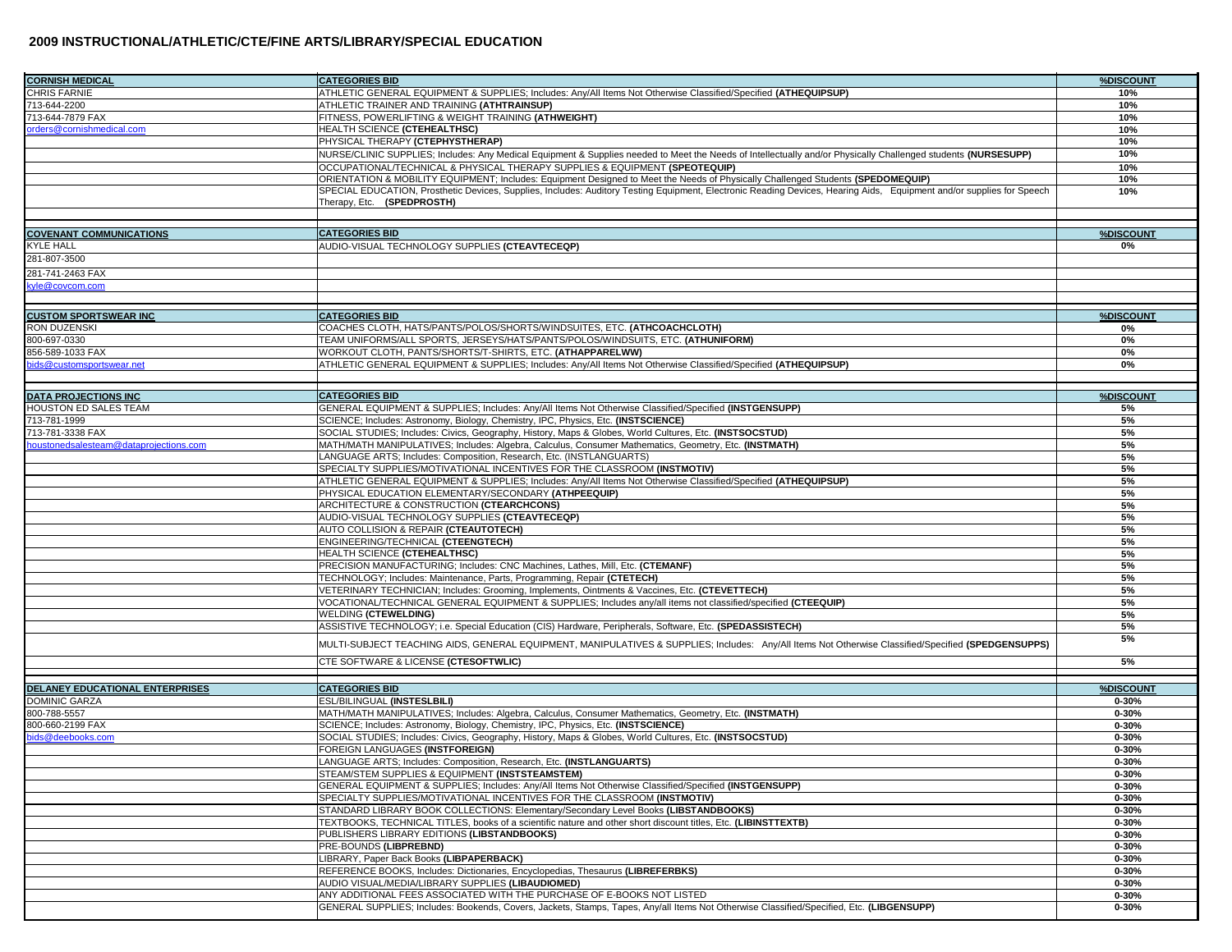## 2009 INSTRUCTIONAL/ATHLETIC/CTE/FINE ARTS/LIBRARY/SPECIAL EDUCATION

| CORNISH MEDICAL | CATEGORIES BID | %DISCOUNT |
|---|---|---|
| CHRIS FARNIE | ATHLETIC GENERAL EQUIPMENT & SUPPLIES; Includes: Any/All Items Not Otherwise Classified/Specified **(ATHEQUIPSUP)** | 10% |
| 713-644-2200 | ATHLETIC TRAINER AND TRAINING **(ATHTRAINSUP)** | 10% |
| 713-644-7879 FAX | FITNESS, POWERLIFTING & WEIGHT TRAINING **(ATHWEIGHT)** | 10% |
| orders@cornishmedical.com | HEALTH SCIENCE **(CTEHEALTHSC)** | 10% |
| | PHYSICAL THERAPY **(CTEPHYSTHERAP)** | 10% |
| | NURSE/CLINIC SUPPLIES; Includes: Any Medical Equipment & Supplies needed to Meet the Needs of Intellectually and/or Physically Challenged students **(NURSESUPP)** | 10% |
| | OCCUPATIONAL/TECHNICAL & PHYSICAL THERAPY SUPPLIES & EQUIPMENT **(SPEOTEQUIP)** | 10% |
| | ORIENTATION & MOBILITY EQUIPMENT; Includes: Equipment Designed to Meet the Needs of Physically Challenged Students **(SPEDOMEQUIP)** | 10% |
| | SPECIAL EDUCATION, Prosthetic Devices, Supplies, Includes: Auditory Testing Equipment, Electronic Reading Devices, Hearing Aids, Equipment and/or supplies for Speech Therapy, Etc. **(SPEDPROSTH)** | 10% |

| COVENANT COMMUNICATIONS | CATEGORIES BID | %DISCOUNT |
|---|---|---|
| KYLE HALL | AUDIO-VISUAL TECHNOLOGY SUPPLIES **(CTEAVTECEQP)** | 0% |
| 281-807-3500 | | |
| 281-741-2463 FAX | | |
| kyle@covcom.com | | |

| CUSTOM SPORTSWEAR INC | CATEGORIES BID | %DISCOUNT |
|---|---|---|
| RON DUZENSKI | COACHES CLOTH, HATS/PANTS/POLOS/SHORTS/WINDSUITES, ETC. **(ATHCOACHCLOTH)** | 0% |
| 800-697-0330 | TEAM UNIFORMS/ALL SPORTS, JERSEYS/HATS/PANTS/POLOS/WINDSUITS, ETC. **(ATHUNIFORM)** | 0% |
| 856-589-1033 FAX | WORKOUT CLOTH, PANTS/SHORTS/T-SHIRTS, ETC. **(ATHAPPARELWW)** | 0% |
| bids@customsportswear.net | ATHLETIC GENERAL EQUIPMENT & SUPPLIES; Includes: Any/All Items Not Otherwise Classified/Specified **(ATHEQUIPSUP)** | 0% |

| DATA PROJECTIONS INC | CATEGORIES BID | %DISCOUNT |
|---|---|---|
| HOUSTON ED SALES TEAM | GENERAL EQUIPMENT & SUPPLIES; Includes: Any/All Items Not Otherwise Classified/Specified **(INSTGENSUPP)** | 5% |
| 713-781-1999 | SCIENCE; Includes: Astronomy, Biology, Chemistry, IPC, Physics, Etc. **(INSTSCIENCE)** | 5% |
| 713-781-3338 FAX | SOCIAL STUDIES; Includes: Civics, Geography, History, Maps & Globes, World Cultures, Etc. **(INSTSOCSTUD)** | 5% |
| houstonedsalesteam@dataprojections.com | MATH/MATH MANIPULATIVES; Includes: Algebra, Calculus, Consumer Mathematics, Geometry, Etc. **(INSTMATH)** | 5% |
| | LANGUAGE ARTS; Includes: Composition, Research, Etc. (INSTLANGUARTS) | 5% |
| | SPECIALTY SUPPLIES/MOTIVATIONAL INCENTIVES FOR THE CLASSROOM **(INSTMOTIV)** | 5% |
| | ATHLETIC GENERAL EQUIPMENT & SUPPLIES; Includes: Any/All Items Not Otherwise Classified/Specified **(ATHEQUIPSUP)** | 5% |
| | PHYSICAL EDUCATION ELEMENTARY/SECONDARY **(ATHPEEQUIP)** | 5% |
| | ARCHITECTURE & CONSTRUCTION **(CTEARCHCONS)** | 5% |
| | AUDIO-VISUAL TECHNOLOGY SUPPLIES **(CTEAVTECEQP)** | 5% |
| | AUTO COLLISION & REPAIR **(CTEAUTOTECH)** | 5% |
| | ENGINEERING/TECHNICAL **(CTEENGTECH)** | 5% |
| | HEALTH SCIENCE **(CTEHEALTHSC)** | 5% |
| | PRECISION MANUFACTURING; Includes: CNC Machines, Lathes, Mill, Etc. **(CTEMANF)** | 5% |
| | TECHNOLOGY; Includes: Maintenance, Parts, Programming, Repair **(CTETECH)** | 5% |
| | VETERINARY TECHNICIAN; Includes: Grooming, Implements, Ointments & Vaccines, Etc. **(CTEVETTECH)** | 5% |
| | VOCATIONAL/TECHNICAL GENERAL EQUIPMENT & SUPPLIES; Includes any/all items not classified/specified **(CTEEQUIP)** | 5% |
| | WELDING **(CTEWELDING)** | 5% |
| | ASSISTIVE TECHNOLOGY; i.e. Special Education (CIS) Hardware, Peripherals, Software, Etc. **(SPEDASSISTECH)** | 5% |
| | MULTI-SUBJECT TEACHING AIDS, GENERAL EQUIPMENT, MANIPULATIVES & SUPPLIES; Includes: Any/All Items Not Otherwise Classified/Specified **(SPEDGENSUPPS)** | 5% |
| | CTE SOFTWARE & LICENSE **(CTESOFTWLIC)** | 5% |

| DELANEY EDUCATIONAL ENTERPRISES | CATEGORIES BID | %DISCOUNT |
|---|---|---|
| DOMINIC GARZA | ESL/BILINGUAL **(INSTESLBILI)** | 0-30% |
| 800-788-5557 | MATH/MATH MANIPULATIVES; Includes: Algebra, Calculus, Consumer Mathematics, Geometry, Etc. **(INSTMATH)** | 0-30% |
| 800-660-2199 FAX | SCIENCE; Includes: Astronomy, Biology, Chemistry, IPC, Physics, Etc. **(INSTSCIENCE)** | 0-30% |
| bids@deebooks.com | SOCIAL STUDIES; Includes: Civics, Geography, History, Maps & Globes, World Cultures, Etc. **(INSTSOCSTUD)** | 0-30% |
| | FOREIGN LANGUAGES **(INSTFOREIGN)** | 0-30% |
| | LANGUAGE ARTS; Includes: Composition, Research, Etc. **(INSTLANGUARTS)** | 0-30% |
| | STEAM/STEM SUPPLIES & EQUIPMENT **(INSTSTEAMSTEM)** | 0-30% |
| | GENERAL EQUIPMENT & SUPPLIES; Includes: Any/All Items Not Otherwise Classified/Specified **(INSTGENSUPP)** | 0-30% |
| | SPECIALTY SUPPLIES/MOTIVATIONAL INCENTIVES FOR THE CLASSROOM **(INSTMOTIV)** | 0-30% |
| | STANDARD LIBRARY BOOK COLLECTIONS: Elementary/Secondary Level Books **(LIBSTANDBOOKS)** | 0-30% |
| | TEXTBOOKS, TECHNICAL TITLES, books of a scientific nature and other short discount titles, Etc. **(LIBINSTTEXTB)** | 0-30% |
| | PUBLISHERS LIBRARY EDITIONS **(LIBSTANDBOOKS)** | 0-30% |
| | PRE-BOUNDS **(LIBPREBND)** | 0-30% |
| | LIBRARY, Paper Back Books **(LIBPAPERBACK)** | 0-30% |
| | REFERENCE BOOKS, Includes: Dictionaries, Encyclopedias, Thesaurus **(LIBREFERBKS)** | 0-30% |
| | AUDIO VISUAL/MEDIA/LIBRARY SUPPLIES **(LIBAUDIOMED)** | 0-30% |
| | ANY ADDITIONAL FEES ASSOCIATED WITH THE PURCHASE OF E-BOOKS NOT LISTED | 0-30% |
| | GENERAL SUPPLIES; Includes: Bookends, Covers, Jackets, Stamps, Tapes, Any/all Items Not Otherwise Classified/Specified, Etc. **(LIBGENSUPP)** | 0-30% |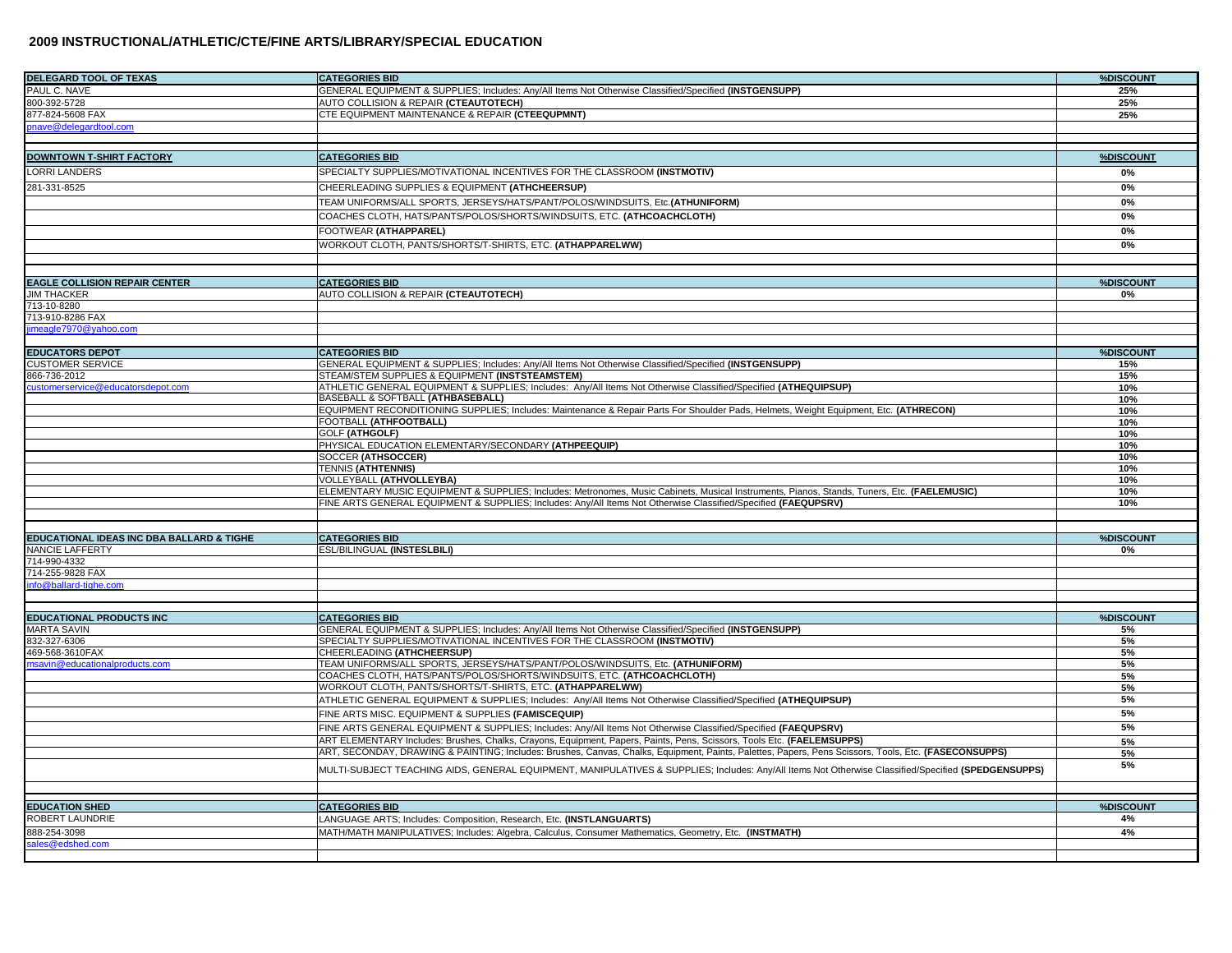## 2009 INSTRUCTIONAL/ATHLETIC/CTE/FINE ARTS/LIBRARY/SPECIAL EDUCATION

| DELEGARD TOOL OF TEXAS | CATEGORIES BID | %DISCOUNT |
|---|---|---|
| PAUL C. NAVE | GENERAL EQUIPMENT & SUPPLIES; Includes: Any/All Items Not Otherwise Classified/Specified **(INSTGENSUPP)** | 25% |
| 800-392-5728 | AUTO COLLISION & REPAIR **(CTEAUTOTECH)** | 25% |
| 877-824-5608 FAX | CTE EQUIPMENT MAINTENANCE & REPAIR **(CTEEQUPMNT)** | 25% |
| pnave@delegardtool.com | | |

| DOWNTOWN T-SHIRT FACTORY | CATEGORIES BID | %DISCOUNT |
|---|---|---|
| LORRI LANDERS | SPECIALTY SUPPLIES/MOTIVATIONAL INCENTIVES FOR THE CLASSROOM **(INSTMOTIV)** | 0% |
| 281-331-8525 | CHEERLEADING SUPPLIES & EQUIPMENT **(ATHCHEERSUP)** | 0% |
| | TEAM UNIFORMS/ALL SPORTS, JERSEYS/HATS/PANT/POLOS/WINDSUITS, Etc.**(ATHUNIFORM)** | 0% |
| | COACHES CLOTH, HATS/PANTS/POLOS/SHORTS/WINDSUITS, ETC. **(ATHCOACHCLOTH)** | 0% |
| | FOOTWEAR **(ATHAPPAREL)** | 0% |
| | WORKOUT CLOTH, PANTS/SHORTS/T-SHIRTS, ETC. **(ATHAPPARELWW)** | 0% |

| EAGLE COLLISION REPAIR CENTER | CATEGORIES BID | %DISCOUNT |
|---|---|---|
| JIM THACKER | AUTO COLLISION & REPAIR **(CTEAUTOTECH)** | 0% |
| 713-10-8280 | | |
| 713-910-8286 FAX | | |
| jimeagle7970@yahoo.com | | |

| EDUCATORS DEPOT | CATEGORIES BID | %DISCOUNT |
|---|---|---|
| CUSTOMER SERVICE | GENERAL EQUIPMENT & SUPPLIES; Includes: Any/All Items Not Otherwise Classified/Specified **(INSTGENSUPP)** | 15% |
| 866-736-2012 | STEAM/STEM SUPPLIES & EQUIPMENT **(INSTSTEAMSTEM)** | 15% |
| customerservice@educatorsdepot.com | ATHLETIC GENERAL EQUIPMENT & SUPPLIES; Includes: Any/All Items Not Otherwise Classified/Specified **(ATHEQUIPSUP)** | 10% |
| | BASEBALL & SOFTBALL **(ATHBASEBALL)** | 10% |
| | EQUIPMENT RECONDITIONING SUPPLIES; Includes: Maintenance & Repair Parts For Shoulder Pads, Helmets, Weight Equipment, Etc. **(ATHRECON)** | 10% |
| | FOOTBALL **(ATHFOOTBALL)** | 10% |
| | GOLF **(ATHGOLF)** | 10% |
| | PHYSICAL EDUCATION ELEMENTARY/SECONDARY **(ATHPEEQUIP)** | 10% |
| | SOCCER **(ATHSOCCER)** | 10% |
| | TENNIS **(ATHTENNIS)** | 10% |
| | VOLLEYBALL **(ATHVOLLEYBA)** | 10% |
| | ELEMENTARY MUSIC EQUIPMENT & SUPPLIES; Includes: Metronomes, Music Cabinets, Musical Instruments, Pianos, Stands, Tuners, Etc. **(FAELEMUSIC)** | 10% |
| | FINE ARTS GENERAL EQUIPMENT & SUPPLIES; Includes: Any/All Items Not Otherwise Classified/Specified **(FAEQUPSRV)** | 10% |

| EDUCATIONAL IDEAS INC DBA BALLARD & TIGHE | CATEGORIES BID | %DISCOUNT |
|---|---|---|
| NANCIE LAFFERTY | ESL/BILINGUAL **(INSTESLBILI)** | 0% |
| 714-990-4332 | | |
| 714-255-9828 FAX | | |
| info@ballard-tighe.com | | |

| EDUCATIONAL PRODUCTS INC | CATEGORIES BID | %DISCOUNT |
|---|---|---|
| MARTA SAVIN | GENERAL EQUIPMENT & SUPPLIES; Includes: Any/All Items Not Otherwise Classified/Specified **(INSTGENSUPP)** | 5% |
| 832-327-6306 | SPECIALTY SUPPLIES/MOTIVATIONAL INCENTIVES FOR THE CLASSROOM **(INSTMOTIV)** | 5% |
| 469-568-3610FAX | CHEERLEADING **(ATHCHEERSUP)** | 5% |
| msavin@educationalproducts.com | TEAM UNIFORMS/ALL SPORTS, JERSEYS/HATS/PANT/POLOS/WINDSUITS, Etc. **(ATHUNIFORM)** | 5% |
| | COACHES CLOTH, HATS/PANTS/POLOS/SHORTS/WINDSUITS, ETC. **(ATHCOACHCLOTH)** | 5% |
| | WORKOUT CLOTH, PANTS/SHORTS/T-SHIRTS, ETC. **(ATHAPPARELWW)** | 5% |
| | ATHLETIC GENERAL EQUIPMENT & SUPPLIES; Includes: Any/All Items Not Otherwise Classified/Specified **(ATHEQUIPSUP)** | 5% |
| | FINE ARTS MISC. EQUIPMENT & SUPPLIES **(FAMISCEQUIP)** | 5% |
| | FINE ARTS GENERAL EQUIPMENT & SUPPLIES; Includes: Any/All Items Not Otherwise Classified/Specified **(FAEQUPSRV)** | 5% |
| | ART ELEMENTARY Includes: Brushes, Chalks, Crayons, Equipment, Papers, Paints, Pens, Scissors, Tools Etc. **(FAELEMSUPPS)** | 5% |
| | ART, SECONDAY, DRAWING & PAINTING; Includes: Brushes, Canvas, Chalks, Equipment, Paints, Palettes, Papers, Pens Scissors, Tools, Etc. **(FASECONSUPPS)** | 5% |
| | MULTI-SUBJECT TEACHING AIDS, GENERAL EQUIPMENT, MANIPULATIVES & SUPPLIES; Includes: Any/All Items Not Otherwise Classified/Specified **(SPEDGENSUPPS)** | 5% |

| EDUCATION SHED | CATEGORIES BID | %DISCOUNT |
|---|---|---|
| ROBERT LAUNDRIE | LANGUAGE ARTS; Includes: Composition, Research, Etc. **(INSTLANGUARTS)** | 4% |
| 888-254-3098 | MATH/MATH MANIPULATIVES; Includes: Algebra, Calculus, Consumer Mathematics, Geometry, Etc. **(INSTMATH)** | 4% |
| sales@edshed.com | | |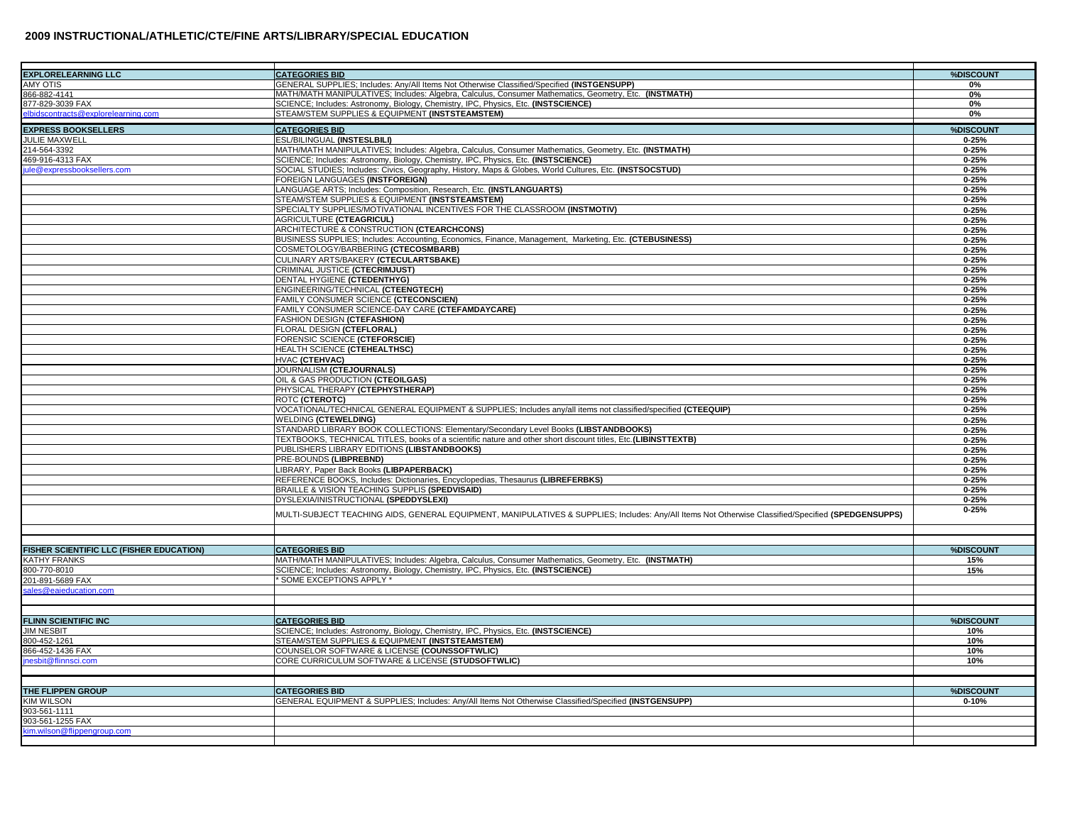## 2009 INSTRUCTIONAL/ATHLETIC/CTE/FINE ARTS/LIBRARY/SPECIAL EDUCATION

| | | |
|---|---|---|
| **EXPLORELEARNING LLC** | **CATEGORIES BID** | **%DISCOUNT** |
| AMY OTIS | GENERAL SUPPLIES; Includes: Any/All Items Not Otherwise Classified/Specified **(INSTGENSUPP)** | **0%** |
| 866-882-4141 | MATH/MATH MANIPULATIVES; Includes: Algebra, Calculus, Consumer Mathematics, Geometry, Etc. **(INSTMATH)** | **0%** |
| 877-829-3039 FAX | SCIENCE; Includes: Astronomy, Biology, Chemistry, IPC, Physics, Etc. **(INSTSCIENCE)** | **0%** |
| elbidscontracts@explorelearning.com | STEAM/STEM SUPPLIES & EQUIPMENT **(INSTSTEAMSTEM)** | **0%** |
| **EXPRESS BOOKSELLERS** | **CATEGORIES BID** | **%DISCOUNT** |
| JULIE MAXWELL | ESL/BILINGUAL **(INSTESLBILI)** | **0-25%** |
| 214-564-3392 | MATH/MATH MANIPULATIVES; Includes: Algebra, Calculus, Consumer Mathematics, Geometry, Etc. **(INSTMATH)** | **0-25%** |
| 469-916-4313 FAX | SCIENCE; Includes: Astronomy, Biology, Chemistry, IPC, Physics, Etc. **(INSTSCIENCE)** | **0-25%** |
| jule@expressbooksellers.com | SOCIAL STUDIES; Includes: Civics, Geography, History, Maps & Globes, World Cultures, Etc. **(INSTSOCSTUD)** | **0-25%** |
| | FOREIGN LANGUAGES **(INSTFOREIGN)** | **0-25%** |
| | LANGUAGE ARTS; Includes: Composition, Research, Etc. **(INSTLANGUARTS)** | **0-25%** |
| | STEAM/STEM SUPPLIES & EQUIPMENT **(INSTSTEAMSTEM)** | **0-25%** |
| | SPECIALTY SUPPLIES/MOTIVATIONAL INCENTIVES FOR THE CLASSROOM **(INSTMOTIV)** | **0-25%** |
| | AGRICULTURE **(CTEAGRICUL)** | **0-25%** |
| | ARCHITECTURE & CONSTRUCTION **(CTEARCHCONS)** | **0-25%** |
| | BUSINESS SUPPLIES; Includes: Accounting, Economics, Finance, Management, Marketing, Etc. **(CTEBUSINESS)** | **0-25%** |
| | COSMETOLOGY/BARBERING **(CTECOSMBARB)** | **0-25%** |
| | CULINARY ARTS/BAKERY **(CTECULARTSBAKE)** | **0-25%** |
| | CRIMINAL JUSTICE **(CTECRIMJUST)** | **0-25%** |
| | DENTAL HYGIENE **(CTEDENTHYG)** | **0-25%** |
| | ENGINEERING/TECHNICAL **(CTEENGTECH)** | **0-25%** |
| | FAMILY CONSUMER SCIENCE **(CTECONSCIEN)** | **0-25%** |
| | FAMILY CONSUMER SCIENCE-DAY CARE **(CTEFAMDAYCARE)** | **0-25%** |
| | FASHION DESIGN **(CTEFASHION)** | **0-25%** |
| | FLORAL DESIGN **(CTEFLORAL)** | **0-25%** |
| | FORENSIC SCIENCE **(CTEFORSCIE)** | **0-25%** |
| | HEALTH SCIENCE **(CTEHEALTHSC)** | **0-25%** |
| | HVAC **(CTEHVAC)** | **0-25%** |
| | JOURNALISM **(CTEJOURNALS)** | **0-25%** |
| | OIL & GAS PRODUCTION **(CTEOILGAS)** | **0-25%** |
| | PHYSICAL THERAPY **(CTEPHYSTHERAP)** | **0-25%** |
| | ROTC **(CTEROTC)** | **0-25%** |
| | VOCATIONAL/TECHNICAL GENERAL EQUIPMENT & SUPPLIES; Includes any/all items not classified/specified **(CTEEQUIP)** | **0-25%** |
| | WELDING **(CTEWELDING)** | **0-25%** |
| | STANDARD LIBRARY BOOK COLLECTIONS: Elementary/Secondary Level Books **(LIBSTANDBOOKS)** | **0-25%** |
| | TEXTBOOKS, TECHNICAL TITLES, books of a scientific nature and other short discount titles, Etc.**(LIBINSTTEXTB)** | **0-25%** |
| | PUBLISHERS LIBRARY EDITIONS **(LIBSTANDBOOKS)** | **0-25%** |
| | PRE-BOUNDS **(LIBPREBND)** | **0-25%** |
| | LIBRARY, Paper Back Books **(LIBPAPERBACK)** | **0-25%** |
| | REFERENCE BOOKS, Includes: Dictionaries, Encyclopedias, Thesaurus **(LIBREFERBKS)** | **0-25%** |
| | BRAILLE & VISION TEACHING SUPPLIS **(SPEDVISAID)** | **0-25%** |
| | DYSLEXIA/INSTRUCTIONAL **(SPEDDYSLEXI)** | **0-25%** |
| | MULTI-SUBJECT TEACHING AIDS, GENERAL EQUIPMENT, MANIPULATIVES & SUPPLIES; Includes: Any/All Items Not Otherwise Classified/Specified **(SPEDGENSUPPS)** | **0-25%** |
| **FISHER SCIENTIFIC LLC (FISHER EDUCATION)** | **CATEGORIES BID** | **%DISCOUNT** |
| KATHY FRANKS | MATH/MATH MANIPULATIVES; Includes: Algebra, Calculus, Consumer Mathematics, Geometry, Etc. **(INSTMATH)** | **15%** |
| 800-770-8010 | SCIENCE; Includes: Astronomy, Biology, Chemistry, IPC, Physics, Etc. **(INSTSCIENCE)** | **15%** |
| 201-891-5689 FAX | * SOME EXCEPTIONS APPLY * | |
| sales@eaieducation.com | | |
| **FLINN SCIENTIFIC INC** | **CATEGORIES BID** | **%DISCOUNT** |
| JIM NESBIT | SCIENCE; Includes: Astronomy, Biology, Chemistry, IPC, Physics, Etc. **(INSTSCIENCE)** | **10%** |
| 800-452-1261 | STEAM/STEM SUPPLIES & EQUIPMENT **(INSTSTEAMSTEM)** | **10%** |
| 866-452-1436 FAX | COUNSELOR SOFTWARE & LICENSE **(COUNSSOFTWLIC)** | **10%** |
| jnesbit@flinnsci.com | CORE CURRICULUM SOFTWARE & LICENSE **(STUDSOFTWLIC)** | **10%** |
| **THE FLIPPEN GROUP** | **CATEGORIES BID** | **%DISCOUNT** |
| KIM WILSON | GENERAL EQUIPMENT & SUPPLIES; Includes: Any/All Items Not Otherwise Classified/Specified **(INSTGENSUPP)** | **0-10%** |
| 903-561-1111 | | |
| 903-561-1255 FAX | | |
| kim.wilson@flippengroup.com | | |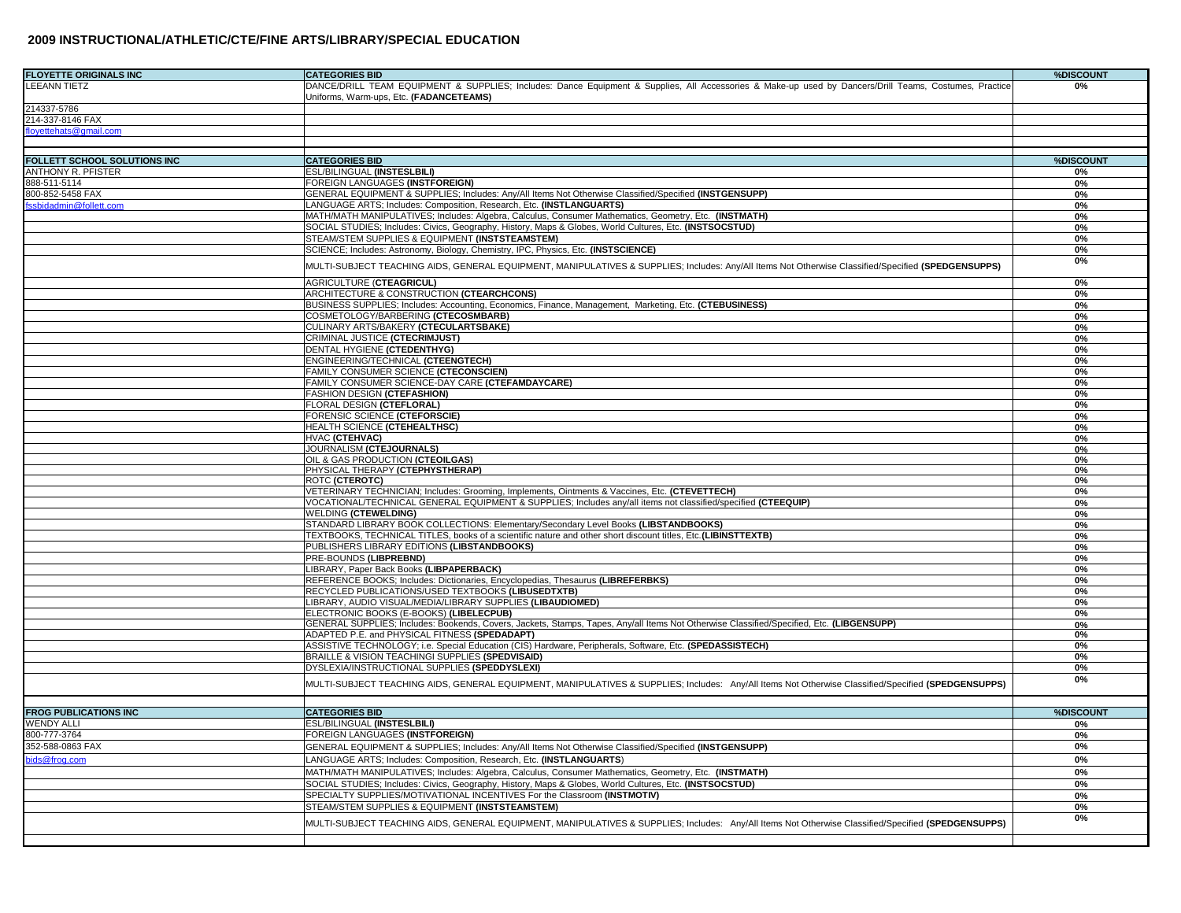## 2009 INSTRUCTIONAL/ATHLETIC/CTE/FINE ARTS/LIBRARY/SPECIAL EDUCATION

| FLOYETTE ORIGINALS INC | CATEGORIES BID | %DISCOUNT |
|---|---|---|
| LEEANN TIETZ | DANCE/DRILL TEAM EQUIPMENT & SUPPLIES; Includes: Dance Equipment & Supplies, All Accessories & Make-up used by Dancers/Drill Teams, Costumes, Practice Uniforms, Warm-ups, Etc. **(FADANCETEAMS)** | 0% |
| 214337-5786 | | |
| 214-337-8146 FAX | | |
| floyettehats@gmail.com | | |

| FOLLETT SCHOOL SOLUTIONS INC | CATEGORIES BID | %DISCOUNT |
|---|---|---|
| ANTHONY R. PFISTER | ESL/BILINGUAL **(INSTESLBILI)** | 0% |
| 888-511-5114 | FOREIGN LANGUAGES **(INSTFOREIGN)** | 0% |
| 800-852-5458 FAX | GENERAL EQUIPMENT & SUPPLIES; Includes: Any/All Items Not Otherwise Classified/Specified **(INSTGENSUPP)** | 0% |
| fssbidadmin@follett.com | LANGUAGE ARTS; Includes: Composition, Research, Etc. **(INSTLANGUARTS)** | 0% |
| | MATH/MATH MANIPULATIVES; Includes: Algebra, Calculus, Consumer Mathematics, Geometry, Etc. **(INSTMATH)** | 0% |
| | SOCIAL STUDIES; Includes: Civics, Geography, History, Maps & Globes, World Cultures, Etc. **(INSTSOCSTUD)** | 0% |
| | STEAM/STEM SUPPLIES & EQUIPMENT **(INSTSTEAMSTEM)** | 0% |
| | SCIENCE; Includes: Astronomy, Biology, Chemistry, IPC, Physics, Etc. **(INSTSCIENCE)** | 0% |
| | MULTI-SUBJECT TEACHING AIDS, GENERAL EQUIPMENT, MANIPULATIVES & SUPPLIES; Includes: Any/All Items Not Otherwise Classified/Specified **(SPEDGENSUPPS)** | 0% |
| | AGRICULTURE **(CTEAGRICUL)** | 0% |
| | ARCHITECTURE & CONSTRUCTION **(CTEARCHCONS)** | 0% |
| | BUSINESS SUPPLIES; Includes: Accounting, Economics, Finance, Management, Marketing, Etc. **(CTEBUSINESS)** | 0% |
| | COSMETOLOGY/BARBERING **(CTECOSMBARB)** | 0% |
| | CULINARY ARTS/BAKERY **(CTECULARTSBAKE)** | 0% |
| | CRIMINAL JUSTICE **(CTECRIMJUST)** | 0% |
| | DENTAL HYGIENE **(CTEDENTHYG)** | 0% |
| | ENGINEERING/TECHNICAL **(CTEENGTECH)** | 0% |
| | FAMILY CONSUMER SCIENCE **(CTECONSCIEN)** | 0% |
| | FAMILY CONSUMER SCIENCE-DAY CARE **(CTEFAMDAYCARE)** | 0% |
| | FASHION DESIGN **(CTEFASHION)** | 0% |
| | FLORAL DESIGN **(CTEFLORAL)** | 0% |
| | FORENSIC SCIENCE **(CTEFORSCIE)** | 0% |
| | HEALTH SCIENCE **(CTEHEALTHSC)** | 0% |
| | HVAC **(CTEHVAC)** | 0% |
| | JOURNALISM **(CTEJOURNALS)** | 0% |
| | OIL & GAS PRODUCTION **(CTEOILGAS)** | 0% |
| | PHYSICAL THERAPY **(CTEPHYSTHERAP)** | 0% |
| | ROTC **(CTEROTC)** | 0% |
| | VETERINARY TECHNICIAN; Includes: Grooming, Implements, Ointments & Vaccines, Etc. **(CTEVETTECH)** | 0% |
| | VOCATIONAL/TECHNICAL GENERAL EQUIPMENT & SUPPLIES; Includes any/all items not classified/specified **(CTEEQUIP)** | 0% |
| | WELDING **(CTEWELDING)** | 0% |
| | STANDARD LIBRARY BOOK COLLECTIONS: Elementary/Secondary Level Books **(LIBSTANDBOOKS)** | 0% |
| | TEXTBOOKS, TECHNICAL TITLES, books of a scientific nature and other short discount titles, Etc.**(LIBINSTTEXTB)** | 0% |
| | PUBLISHERS LIBRARY EDITIONS **(LIBSTANDBOOKS)** | 0% |
| | PRE-BOUNDS **(LIBPREBND)** | 0% |
| | LIBRARY, Paper Back Books **(LIBPAPERBACK)** | 0% |
| | REFERENCE BOOKS; Includes: Dictionaries, Encyclopedias, Thesaurus **(LIBREFERBKS)** | 0% |
| | RECYCLED PUBLICATIONS/USED TEXTBOOKS **(LIBUSEDTXTB)** | 0% |
| | LIBRARY, AUDIO VISUAL/MEDIA/LIBRARY SUPPLIES **(LIBAUDIOMED)** | 0% |
| | ELECTRONIC BOOKS (E-BOOKS) **(LIBELECPUB)** | 0% |
| | GENERAL SUPPLIES; Includes: Bookends, Covers, Jackets, Stamps, Tapes, Any/all Items Not Otherwise Classified/Specified, Etc. **(LIBGENSUPP)** | 0% |
| | ADAPTED P.E. and PHYSICAL FITNESS **(SPEDADAPT)** | 0% |
| | ASSISTIVE TECHNOLOGY; i.e. Special Education (CIS) Hardware, Peripherals, Software, Etc. **(SPEDASSISTECH)** | 0% |
| | BRAILLE & VISION TEACHINGI SUPPLIES **(SPEDVISAID)** | 0% |
| | DYSLEXIA/INSTRUCTIONAL SUPPLIES **(SPEDDYSLEXI)** | 0% |
| | MULTI-SUBJECT TEACHING AIDS, GENERAL EQUIPMENT, MANIPULATIVES & SUPPLIES; Includes: Any/All Items Not Otherwise Classified/Specified **(SPEDGENSUPPS)** | 0% |

| FROG PUBLICATIONS INC | CATEGORIES BID | %DISCOUNT |
|---|---|---|
| WENDY ALLI | ESL/BILINGUAL **(INSTESLBILI)** | 0% |
| 800-777-3764 | FOREIGN LANGUAGES **(INSTFOREIGN)** | 0% |
| 352-588-0863 FAX | GENERAL EQUIPMENT & SUPPLIES; Includes: Any/All Items Not Otherwise Classified/Specified **(INSTGENSUPP)** | 0% |
| bids@frog.com | LANGUAGE ARTS; Includes: Composition, Research, Etc. **(INSTLANGUARTS)** | 0% |
| | MATH/MATH MANIPULATIVES; Includes: Algebra, Calculus, Consumer Mathematics, Geometry, Etc. **(INSTMATH)** | 0% |
| | SOCIAL STUDIES; Includes: Civics, Geography, History, Maps & Globes, World Cultures, Etc. **(INSTSOCSTUD)** | 0% |
| | SPECIALTY SUPPLIES/MOTIVATIONAL INCENTIVES For the Classroom **(INSTMOTIV)** | 0% |
| | STEAM/STEM SUPPLIES & EQUIPMENT **(INSTSTEAMSTEM)** | 0% |
| | MULTI-SUBJECT TEACHING AIDS, GENERAL EQUIPMENT, MANIPULATIVES & SUPPLIES; Includes: Any/All Items Not Otherwise Classified/Specified **(SPEDGENSUPPS)** | 0% |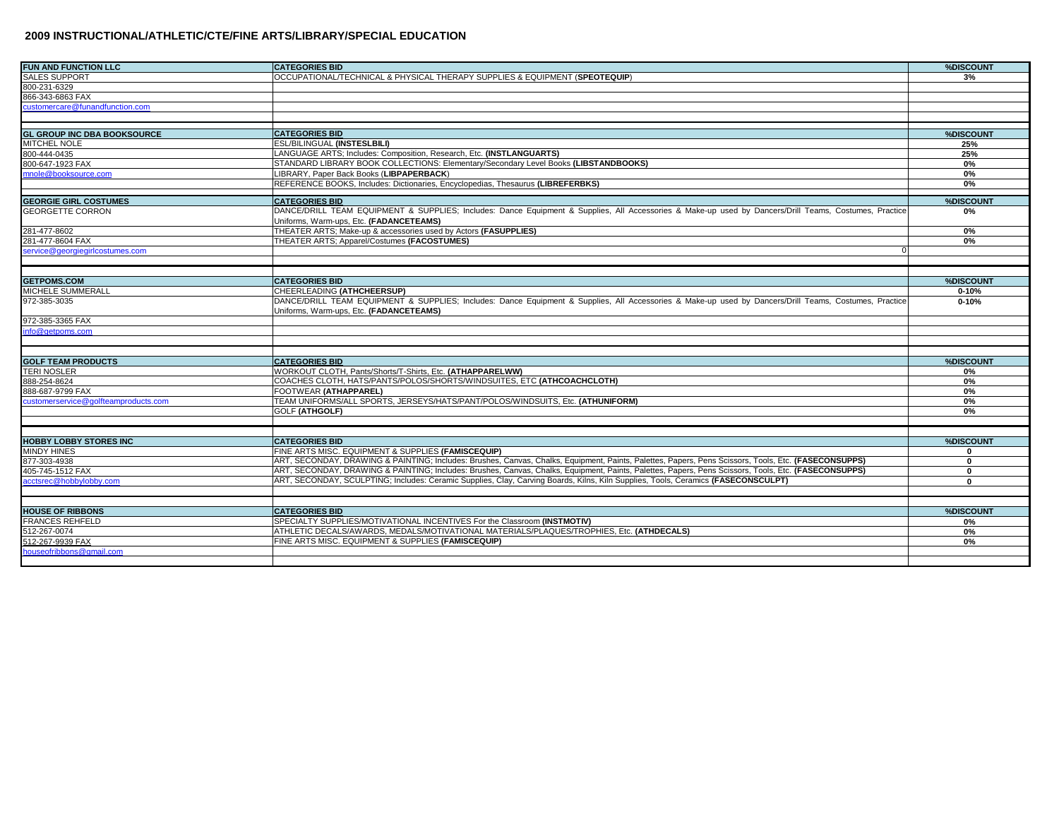## 2009 INSTRUCTIONAL/ATHLETIC/CTE/FINE ARTS/LIBRARY/SPECIAL EDUCATION

| **FUN AND FUNCTION LLC** | **CATEGORIES BID** | **%DISCOUNT** |
|---|---|---|
| SALES SUPPORT | OCCUPATIONAL/TECHNICAL & PHYSICAL THERAPY SUPPLIES & EQUIPMENT (**SPEOTEQUIP**) | **3%** |
| 800-231-6329 | | |
| 866-343-6863 FAX | | |
| customercare@funandfunction.com | | |

| **GL GROUP INC DBA BOOKSOURCE** | **CATEGORIES BID** | **%DISCOUNT** |
|---|---|---|
| MITCHEL NOLE | ESL/BILINGUAL **(INSTESLBILI)** | **25%** |
| 800-444-0435 | LANGUAGE ARTS; Includes: Composition, Research, Etc. **(INSTLANGUARTS)** | **25%** |
| 800-647-1923 FAX | STANDARD LIBRARY BOOK COLLECTIONS: Elementary/Secondary Level Books **(LIBSTANDBOOKS)** | **0%** |
| mnole@booksource.com | LIBRARY, Paper Back Books (**LIBPAPERBACK**) | **0%** |
| | REFERENCE BOOKS, Includes: Dictionaries, Encyclopedias, Thesaurus **(LIBREFERBKS)** | **0%** |

| **GEORGIE GIRL COSTUMES** | **CATEGORIES BID** | **%DISCOUNT** |
|---|---|---|
| GEORGETTE CORRON | DANCE/DRILL TEAM EQUIPMENT & SUPPLIES; Includes: Dance Equipment & Supplies, All Accessories & Make-up used by Dancers/Drill Teams, Costumes, Practice Uniforms, Warm-ups, Etc. **(FADANCETEAMS)** | **0%** |
| 281-477-8602 | THEATER ARTS; Make-up & accessories used by Actors **(FASUPPLIES)** | **0%** |
| 281-477-8604 FAX | THEATER ARTS; Apparel/Costumes **(FACOSTUMES)** | **0%** |
| service@georgiegirlcostumes.com | 0 | |

| **GETPOMS.COM** | **CATEGORIES BID** | **%DISCOUNT** |
|---|---|---|
| MICHELE SUMMERALL | CHEERLEADING **(ATHCHEERSUP)** | **0-10%** |
| 972-385-3035 | DANCE/DRILL TEAM EQUIPMENT & SUPPLIES; Includes: Dance Equipment & Supplies, All Accessories & Make-up used by Dancers/Drill Teams, Costumes, Practice Uniforms, Warm-ups, Etc. **(FADANCETEAMS)** | **0-10%** |
| 972-385-3365 FAX | | |
| info@getpoms.com | | |

| **GOLF TEAM PRODUCTS** | **CATEGORIES BID** | **%DISCOUNT** |
|---|---|---|
| TERI NOSLER | WORKOUT CLOTH, Pants/Shorts/T-Shirts, Etc. **(ATHAPPARELWW)** | **0%** |
| 888-254-8624 | COACHES CLOTH, HATS/PANTS/POLOS/SHORTS/WINDSUITES, ETC **(ATHCOACHCLOTH)** | **0%** |
| 888-687-9799 FAX | FOOTWEAR **(ATHAPPAREL)** | **0%** |
| customerservice@golfteamproducts.com | TEAM UNIFORMS/ALL SPORTS, JERSEYS/HATS/PANT/POLOS/WINDSUITS, Etc. **(ATHUNIFORM)** | **0%** |
| | GOLF **(ATHGOLF)** | **0%** |

| **HOBBY LOBBY STORES INC** | **CATEGORIES BID** | **%DISCOUNT** |
|---|---|---|
| MINDY HINES | FINE ARTS MISC. EQUIPMENT & SUPPLIES **(FAMISCEQUIP)** | **0** |
| 877-303-4938 | ART, SECONDAY, DRAWING & PAINTING; Includes: Brushes, Canvas, Chalks, Equipment, Paints, Palettes, Papers, Pens Scissors, Tools, Etc. **(FASECONSUPPS)** | **0** |
| 405-745-1512 FAX | ART, SECONDAY, DRAWING & PAINTING; Includes: Brushes, Canvas, Chalks, Equipment, Paints, Palettes, Papers, Pens Scissors, Tools, Etc. **(FASECONSUPPS)** | **0** |
| acctsrec@hobbylobby.com | ART, SECONDAY, SCULPTING; Includes: Ceramic Supplies, Clay, Carving Boards, Kilns, Kiln Supplies, Tools, Ceramics **(FASECONSCULPT)** | **0** |

| **HOUSE OF RIBBONS** | **CATEGORIES BID** | **%DISCOUNT** |
|---|---|---|
| FRANCES REHFELD | SPECIALTY SUPPLIES/MOTIVATIONAL INCENTIVES For the Classroom **(INSTMOTIV)** | **0%** |
| 512-267-0074 | ATHLETIC DECALS/AWARDS, MEDALS/MOTIVATIONAL MATERIALS/PLAQUES/TROPHIES, Etc. **(ATHDECALS)** | **0%** |
| 512-267-9939 FAX | FINE ARTS MISC. EQUIPMENT & SUPPLIES **(FAMISCEQUIP)** | **0%** |
| houseofribbons@gmail.com | | |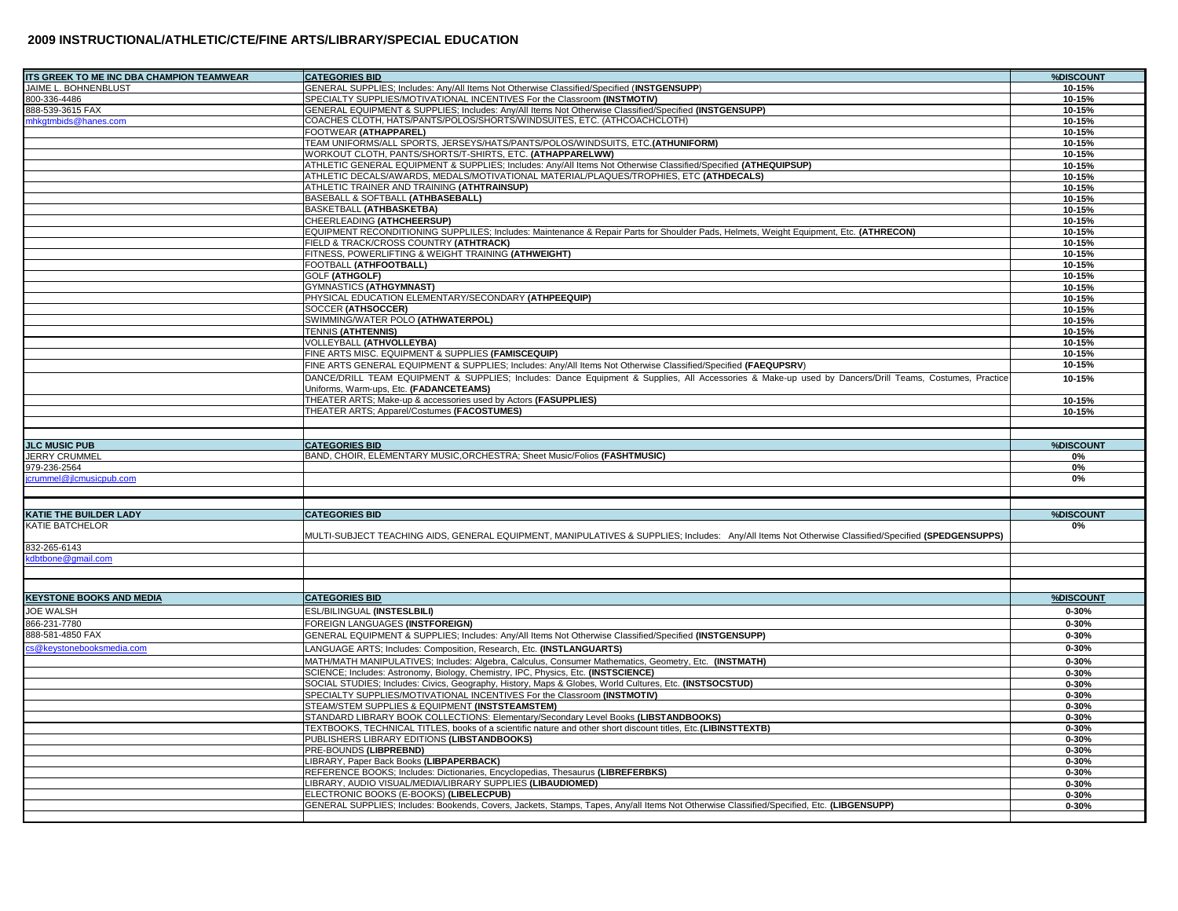## 2009 INSTRUCTIONAL/ATHLETIC/CTE/FINE ARTS/LIBRARY/SPECIAL EDUCATION

| ITS GREEK TO ME INC DBA CHAMPION TEAMWEAR | CATEGORIES BID | %DISCOUNT |
|---|---|---|
| JAIME L. BOHNENBLUST | GENERAL SUPPLIES; Includes: Any/All Items Not Otherwise Classified/Specified (**INSTGENSUPP**) | 10-15% |
| 800-336-4486 | SPECIALTY SUPPLIES/MOTIVATIONAL INCENTIVES For the Classroom **(INSTMOTIV)** | 10-15% |
| 888-539-3615 FAX | GENERAL EQUIPMENT & SUPPLIES; Includes: Any/All Items Not Otherwise Classified/Specified **(INSTGENSUPP)** | 10-15% |
| mhkgtmbids@hanes.com | COACHES CLOTH, HATS/PANTS/POLOS/SHORTS/WINDSUITES, ETC. (ATHCOACHCLOTH) | 10-15% |
| | FOOTWEAR **(ATHAPPAREL)** | 10-15% |
| | TEAM UNIFORMS/ALL SPORTS, JERSEYS/HATS/PANTS/POLOS/WINDSUITS, ETC.**(ATHUNIFORM)** | 10-15% |
| | WORKOUT CLOTH, PANTS/SHORTS/T-SHIRTS, ETC. **(ATHAPPARELWW)** | 10-15% |
| | ATHLETIC GENERAL EQUIPMENT & SUPPLIES; Includes: Any/All Items Not Otherwise Classified/Specified **(ATHEQUIPSUP)** | 10-15% |
| | ATHLETIC DECALS/AWARDS, MEDALS/MOTIVATIONAL MATERIAL/PLAQUES/TROPHIES, ETC **(ATHDECALS)** | 10-15% |
| | ATHLETIC TRAINER AND TRAINING **(ATHTRAINSUP)** | 10-15% |
| | BASEBALL & SOFTBALL **(ATHBASEBALL)** | 10-15% |
| | BASKETBALL **(ATHBASKETBA)** | 10-15% |
| | CHEERLEADING **(ATHCHEERSUP)** | 10-15% |
| | EQUIPMENT RECONDITIONING SUPPLILES; Includes: Maintenance & Repair Parts for Shoulder Pads, Helmets, Weight Equipment, Etc. **(ATHRECON)** | 10-15% |
| | FIELD & TRACK/CROSS COUNTRY **(ATHTRACK)** | 10-15% |
| | FITNESS, POWERLIFTING & WEIGHT TRAINING **(ATHWEIGHT)** | 10-15% |
| | FOOTBALL **(ATHFOOTBALL)** | 10-15% |
| | GOLF **(ATHGOLF)** | 10-15% |
| | GYMNASTICS **(ATHGYMNAST)** | 10-15% |
| | PHYSICAL EDUCATION ELEMENTARY/SECONDARY **(ATHPEEQUIP)** | 10-15% |
| | SOCCER **(ATHSOCCER)** | 10-15% |
| | SWIMMING/WATER POLO **(ATHWATERPOL)** | 10-15% |
| | TENNIS **(ATHTENNIS)** | 10-15% |
| | VOLLEYBALL **(ATHVOLLEYBA)** | 10-15% |
| | FINE ARTS MISC. EQUIPMENT & SUPPLIES **(FAMISCEQUIP)** | 10-15% |
| | FINE ARTS GENERAL EQUIPMENT & SUPPLIES; Includes: Any/All Items Not Otherwise Classified/Specified **(FAEQUPSRV**) | 10-15% |
| | DANCE/DRILL TEAM EQUIPMENT & SUPPLIES; Includes: Dance Equipment & Supplies, All Accessories & Make-up used by Dancers/Drill Teams, Costumes, Practice Uniforms, Warm-ups, Etc. **(FADANCETEAMS)** | 10-15% |
| | THEATER ARTS; Make-up & accessories used by Actors **(FASUPPLIES)** | 10-15% |
| | THEATER ARTS; Apparel/Costumes **(FACOSTUMES)** | 10-15% |

| JLC MUSIC PUB | CATEGORIES BID | %DISCOUNT |
|---|---|---|
| JERRY CRUMMEL | BAND, CHOIR, ELEMENTARY MUSIC,ORCHESTRA; Sheet Music/Folios **(FASHTMUSIC)** | 0% |
| 979-236-2564 | | 0% |
| jcrummel@jlcmusicpub.com | | 0% |

| KATIE THE BUILDER LADY | CATEGORIES BID | %DISCOUNT |
|---|---|---|
| KATIE BATCHELOR | MULTI-SUBJECT TEACHING AIDS, GENERAL EQUIPMENT, MANIPULATIVES & SUPPLIES; Includes: Any/All Items Not Otherwise Classified/Specified **(SPEDGENSUPPS)** | 0% |
| 832-265-6143 | | |
| kdbtbone@gmail.com | | |

| KEYSTONE BOOKS AND MEDIA | CATEGORIES BID | %DISCOUNT |
|---|---|---|
| JOE WALSH | ESL/BILINGUAL **(INSTESLBILI)** | 0-30% |
| 866-231-7780 | FOREIGN LANGUAGES **(INSTFOREIGN)** | 0-30% |
| 888-581-4850 FAX | GENERAL EQUIPMENT & SUPPLIES; Includes: Any/All Items Not Otherwise Classified/Specified **(INSTGENSUPP)** | 0-30% |
| cs@keystonebooksmedia.com | LANGUAGE ARTS; Includes: Composition, Research, Etc. **(INSTLANGUARTS)** | 0-30% |
| | MATH/MATH MANIPULATIVES; Includes: Algebra, Calculus, Consumer Mathematics, Geometry, Etc. **(INSTMATH)** | 0-30% |
| | SCIENCE; Includes: Astronomy, Biology, Chemistry, IPC, Physics, Etc. **(INSTSCIENCE)** | 0-30% |
| | SOCIAL STUDIES; Includes: Civics, Geography, History, Maps & Globes, World Cultures, Etc. **(INSTSOCSTUD)** | 0-30% |
| | SPECIALTY SUPPLIES/MOTIVATIONAL INCENTIVES For the Classroom **(INSTMOTIV)** | 0-30% |
| | STEAM/STEM SUPPLIES & EQUIPMENT **(INSTSTEAMSTEM)** | 0-30% |
| | STANDARD LIBRARY BOOK COLLECTIONS: Elementary/Secondary Level Books **(LIBSTANDBOOKS)** | 0-30% |
| | TEXTBOOKS, TECHNICAL TITLES, books of a scientific nature and other short discount titles, Etc.**(LIBINSTTEXTB)** | 0-30% |
| | PUBLISHERS LIBRARY EDITIONS **(LIBSTANDBOOKS)** | 0-30% |
| | PRE-BOUNDS **(LIBPREBND)** | 0-30% |
| | LIBRARY, Paper Back Books **(LIBPAPERBACK)** | 0-30% |
| | REFERENCE BOOKS; Includes: Dictionaries, Encyclopedias, Thesaurus **(LIBREFERBKS)** | 0-30% |
| | LIBRARY, AUDIO VISUAL/MEDIA/LIBRARY SUPPLIES **(LIBAUDIOMED)** | 0-30% |
| | ELECTRONIC BOOKS (E-BOOKS) **(LIBELECPUB)** | 0-30% |
| | GENERAL SUPPLIES; Includes: Bookends, Covers, Jackets, Stamps, Tapes, Any/all Items Not Otherwise Classified/Specified, Etc. **(LIBGENSUPP)** | 0-30% |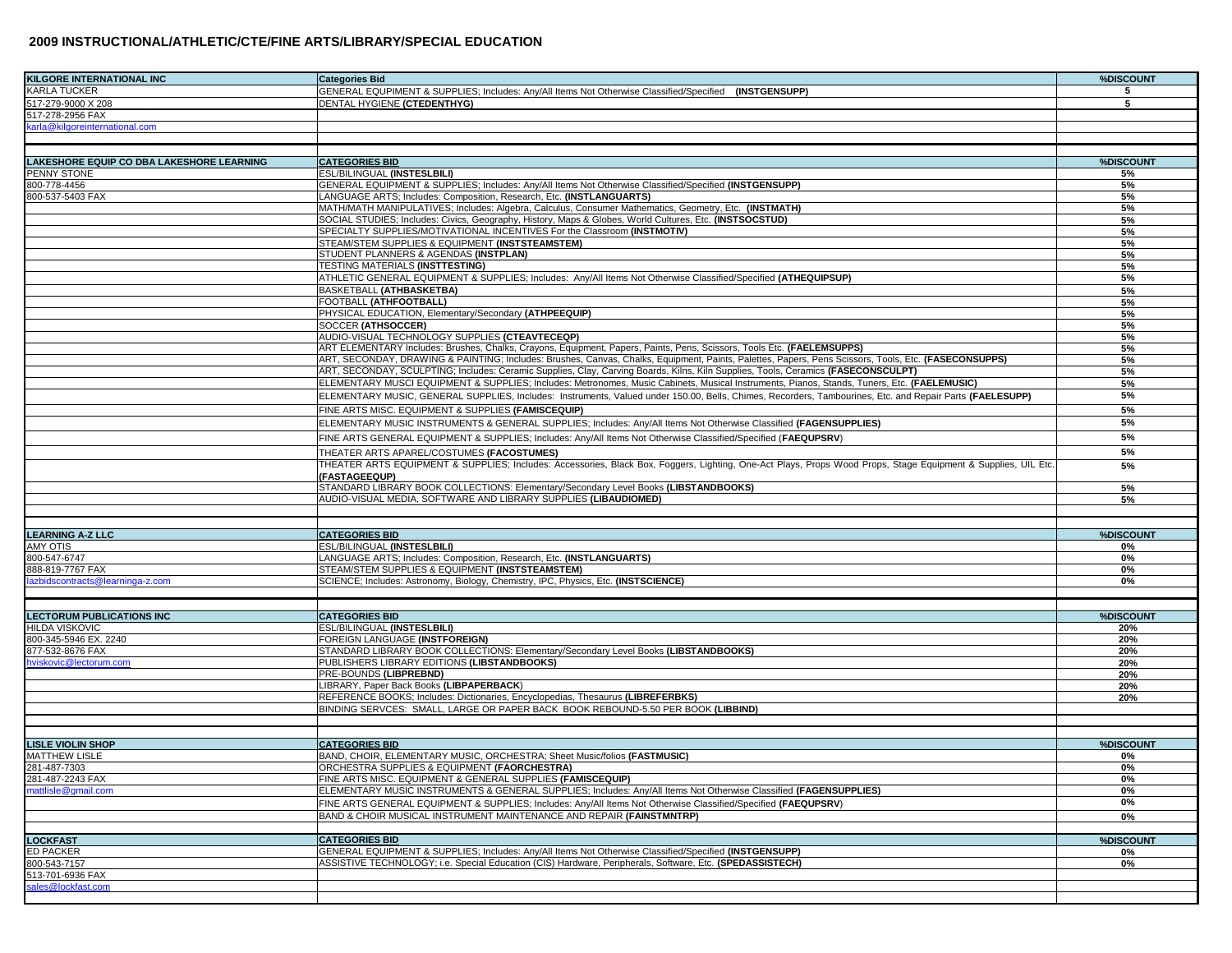## 2009 INSTRUCTIONAL/ATHLETIC/CTE/FINE ARTS/LIBRARY/SPECIAL EDUCATION

| KILGORE INTERNATIONAL INC | Categories Bid | %DISCOUNT |
|---|---|---|
| KARLA TUCKER | GENERAL EQUPMENT & SUPPLIES; Includes: Any/All Items Not Otherwise Classified/Specified **(INSTGENSUPP)** | 5 |
| 517-279-9000 X 208 | DENTAL HYGIENE **(CTEDENTHYG)** | 5 |
| 517-278-2956 FAX | | |
| karla@kilgoreinternational.com | | |

| LAKESHORE EQUIP CO DBA LAKESHORE LEARNING | CATEGORIES BID | %DISCOUNT |
|---|---|---|
| PENNY STONE | ESL/BILINGUAL **(INSTESLBILI)** | 5% |
| 800-778-4456 | GENERAL EQUIPMENT & SUPPLIES; Includes: Any/All Items Not Otherwise Classified/Specified **(INSTGENSUPP)** | 5% |
| 800-537-5403 FAX | LANGUAGE ARTS; Includes: Composition, Research, Etc. **(INSTLANGUARTS)** | 5% |
| | MATH/MATH MANIPULATIVES; Includes: Algebra, Calculus, Consumer Mathematics, Geometry, Etc. **(INSTMATH)** | 5% |
| | SOCIAL STUDIES; Includes: Civics, Geography, History, Maps & Globes, World Cultures, Etc. **(INSTSOCSTUD)** | 5% |
| | SPECIALTY SUPPLIES/MOTIVATIONAL INCENTIVES For the Classroom **(INSTMOTIV)** | 5% |
| | STEAM/STEM SUPPLIES & EQUIPMENT **(INSTSTEAMSTEM)** | 5% |
| | STUDENT PLANNERS & AGENDAS **(INSTPLAN)** | 5% |
| | TESTING MATERIALS **(INSTTESTING)** | 5% |
| | ATHLETIC GENERAL EQUIPMENT & SUPPLIES; Includes: Any/All Items Not Otherwise Classified/Specified **(ATHEQUIPSUP)** | 5% |
| | BASKETBALL **(ATHBASKETBA)** | 5% |
| | FOOTBALL **(ATHFOOTBALL)** | 5% |
| | PHYSICAL EDUCATION, Elementary/Secondary **(ATHPEEQUIP)** | 5% |
| | SOCCER **(ATHSOCCER)** | 5% |
| | AUDIO-VISUAL TECHNOLOGY SUPPLIES **(CTEAVTECEQP)** | 5% |
| | ART ELEMENTARY Includes: Brushes, Chalks, Crayons, Equipment, Papers, Paints, Pens, Scissors, Tools Etc. **(FAELEMSUPPS)** | 5% |
| | ART, SECONDAY, DRAWING & PAINTING; Includes: Brushes, Canvas, Chalks, Equipment, Paints, Palettes, Papers, Pens Scissors, Tools, Etc. **(FASECONSUPPS)** | 5% |
| | ART, SECONDAY, SCULPTING; Includes: Ceramic Supplies, Clay, Carving Boards, Kilns, Kiln Supplies, Tools, Ceramics **(FASECONSCULPT)** | 5% |
| | ELEMENTARY MUSCI EQUIPMENT & SUPPLIES; Includes: Metronomes, Music Cabinets, Musical Instruments, Pianos, Stands, Tuners, Etc. **(FAELEMUSIC)** | 5% |
| | ELEMENTARY MUSIC, GENERAL SUPPLIES, Includes: Instruments, Valued under 150.00, Bells, Chimes, Recorders, Tambourines, Etc. and Repair Parts **(FAELESUPP)** | 5% |
| | FINE ARTS MISC. EQUIPMENT & SUPPLIES **(FAMISCEQUIP)** | 5% |
| | ELEMENTARY MUSIC INSTRUMENTS & GENERAL SUPPLIES; Includes: Any/All Items Not Otherwise Classified **(FAGENSUPPLIES)** | 5% |
| | FINE ARTS GENERAL EQUIPMENT & SUPPLIES; Includes: Any/All Items Not Otherwise Classified/Specified (**FAEQUPSRV**) | 5% |
| | THEATER ARTS APAREL/COSTUMES **(FACOSTUMES)** | 5% |
| | THEATER ARTS EQUIPMENT & SUPPLIES; Includes: Accessories, Black Box, Foggers, Lighting, One-Act Plays, Props Wood Props, Stage Equipment & Supplies, UIL Etc. **(FASTAGEEQUP)** | 5% |
| | STANDARD LIBRARY BOOK COLLECTIONS: Elementary/Secondary Level Books **(LIBSTANDBOOKS)** | 5% |
| | AUDIO-VISUAL MEDIA, SOFTWARE AND LIBRARY SUPPLIES **(LIBAUDIOMED)** | 5% |

| LEARNING A-Z LLC | CATEGORIES BID | %DISCOUNT |
|---|---|---|
| AMY OTIS | ESL/BILINGUAL **(INSTESLBILI)** | 0% |
| 800-547-6747 | LANGUAGE ARTS; Includes: Composition, Research, Etc. **(INSTLANGUARTS)** | 0% |
| 888-819-7767 FAX | STEAM/STEM SUPPLIES & EQUIPMENT **(INSTSTEAMSTEM)** | 0% |
| lazbidscontracts@learninga-z.com | SCIENCE; Includes: Astronomy, Biology, Chemistry, IPC, Physics, Etc. **(INSTSCIENCE)** | 0% |

| LECTORUM PUBLICATIONS INC | CATEGORIES BID | %DISCOUNT |
|---|---|---|
| HILDA VISKOVIC | ESL/BILINGUAL **(INSTESLBILI)** | 20% |
| 800-345-5946 EX. 2240 | FOREIGN LANGUAGE **(INSTFOREIGN)** | 20% |
| 877-532-8676 FAX | STANDARD LIBRARY BOOK COLLECTIONS: Elementary/Secondary Level Books **(LIBSTANDBOOKS)** | 20% |
| hviskovic@lectorum.com | PUBLISHERS LIBRARY EDITIONS **(LIBSTANDBOOKS)** | 20% |
| | PRE-BOUNDS **(LIBPREBND)** | 20% |
| | LIBRARY, Paper Back Books **(LIBPAPERBACK)** | 20% |
| | REFERENCE BOOKS; Includes: Dictionaries, Encyclopedias, Thesaurus **(LIBREFERBKS)** | 20% |
| | BINDING SERVCES: SMALL, LARGE OR PAPER BACK BOOK REBOUND-5.50 PER BOOK **(LIBBIND)** | |

| LISLE VIOLIN SHOP | CATEGORIES BID | %DISCOUNT |
|---|---|---|
| MATTHEW LISLE | BAND, CHOIR, ELEMENTARY MUSIC, ORCHESTRA; Sheet Music/folios **(FASTMUSIC)** | 0% |
| 281-487-7303 | ORCHESTRA SUPPLIES & EQUIPMENT **(FAORCHESTRA)** | 0% |
| 281-487-2243 FAX | FINE ARTS MISC. EQUIPMENT & GENERAL SUPPLIES **(FAMISCEQUIP)** | 0% |
| mattlisle@gmail.com | ELEMENTARY MUSIC INSTRUMENTS & GENERAL SUPPLIES; Includes: Any/All Items Not Otherwise Classified **(FAGENSUPPLIES)** | 0% |
| | FINE ARTS GENERAL EQUIPMENT & SUPPLIES; Includes: Any/All Items Not Otherwise Classified/Specified **(FAEQUPSRV)** | 0% |
| | BAND & CHOIR MUSICAL INSTRUMENT MAINTENANCE AND REPAIR **(FAINSTMNTRP)** | 0% |

| LOCKFAST | CATEGORIES BID | %DISCOUNT |
|---|---|---|
| ED PACKER | GENERAL EQUIPMENT & SUPPLIES; Includes: Any/All Items Not Otherwise Classified/Specified **(INSTGENSUPP)** | 0% |
| 800-543-7157 | ASSISTIVE TECHNOLOGY; i.e. Special Education (CIS) Hardware, Peripherals, Software, Etc. **(SPEDASSISTECH)** | 0% |
| 513-701-6936 FAX | | |
| sales@lockfast.com | | |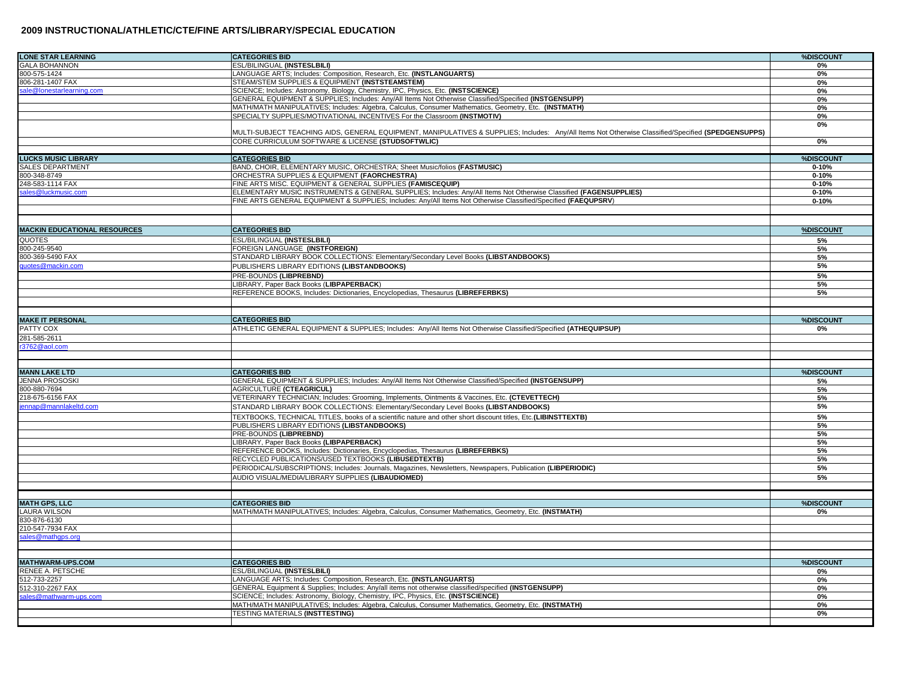## 2009 INSTRUCTIONAL/ATHLETIC/CTE/FINE ARTS/LIBRARY/SPECIAL EDUCATION

| LONE STAR LEARNING | CATEGORIES BID | %DISCOUNT |
|---|---|---|
| GALA BOHANNON | ESL/BILINGUAL **(INSTESLBILI)** | 0% |
| 800-575-1424 | LANGUAGE ARTS; Includes: Composition, Research, Etc. **(INSTLANGUARTS)** | 0% |
| 806-281-1407 FAX | STEAM/STEM SUPPLIES & EQUIPMENT **(INSTSTEAMSTEM)** | 0% |
| sale@lonestarlearning.com | SCIENCE; Includes: Astronomy, Biology, Chemistry, IPC, Physics, Etc. **(INSTSCIENCE)** | 0% |
| | GENERAL EQUIPMENT & SUPPLIES; Includes: Any/All Items Not Otherwise Classified/Specified **(INSTGENSUPP)** | 0% |
| | MATH/MATH MANIPULATIVES; Includes: Algebra, Calculus, Consumer Mathematics, Geometry, Etc. **(INSTMATH)** | 0% |
| | SPECIALTY SUPPLIES/MOTIVATIONAL INCENTIVES For the Classroom **(INSTMOTIV)** | 0% |
| | MULTI-SUBJECT TEACHING AIDS, GENERAL EQUIPMENT, MANIPULATIVES & SUPPLIES; Includes: Any/All Items Not Otherwise Classified/Specified **(SPEDGENSUPPS)** | 0% |
| | CORE CURRICULUM SOFTWARE & LICENSE **(STUDSOFTWLIC)** | 0% |

| LUCKS MUSIC LIBRARY | CATEGORIES BID | %DISCOUNT |
|---|---|---|
| SALES DEPARTMENT | BAND, CHOIR, ELEMENTARY MUSIC, ORCHESTRA; Sheet Music/folios **(FASTMUSIC)** | 0-10% |
| 800-348-8749 | ORCHESTRA SUPPLIES & EQUIPMENT **(FAORCHESTRA)** | 0-10% |
| 248-583-1114 FAX | FINE ARTS MISC. EQUIPMENT & GENERAL SUPPLIES **(FAMISCEQUIP)** | 0-10% |
| sales@luckmusic.com | ELEMENTARY MUSIC INSTRUMENTS & GENERAL SUPPLIES; Includes: Any/All Items Not Otherwise Classified **(FAGENSUPPLIES)** | 0-10% |
| | FINE ARTS GENERAL EQUIPMENT & SUPPLIES; Includes: Any/All Items Not Otherwise Classified/Specified **(FAEQUPSRV)** | 0-10% |

| MACKIN EDUCATIONAL RESOURCES | CATEGORIES BID | %DISCOUNT |
|---|---|---|
| QUOTES | ESL/BILINGUAL **(INSTESLBILI)** | 5% |
| 800-245-9540 | FOREIGN LANGUAGE **(INSTFOREIGN)** | 5% |
| 800-369-5490 FAX | STANDARD LIBRARY BOOK COLLECTIONS: Elementary/Secondary Level Books **(LIBSTANDBOOKS)** | 5% |
| quotes@mackin.com | PUBLISHERS LIBRARY EDITIONS **(LIBSTANDBOOKS)** | 5% |
| | PRE-BOUNDS **(LIBPREBND)** | 5% |
| | LIBRARY, Paper Back Books (**LIBPAPERBACK**) | 5% |
| | REFERENCE BOOKS, Includes: Dictionaries, Encyclopedias, Thesaurus **(LIBREFERBKS)** | 5% |

| MAKE IT PERSONAL | CATEGORIES BID | %DISCOUNT |
|---|---|---|
| PATTY COX | ATHLETIC GENERAL EQUIPMENT & SUPPLIES; Includes: Any/All Items Not Otherwise Classified/Specified **(ATHEQUIPSUP)** | 0% |
| 281-585-2611 | | |
| r3762@aol.com | | |

| MANN LAKE LTD | CATEGORIES BID | %DISCOUNT |
|---|---|---|
| JENNA PROSOSKI | GENERAL EQUIPMENT & SUPPLIES; Includes: Any/All Items Not Otherwise Classified/Specified **(INSTGENSUPP)** | 5% |
| 800-880-7694 | AGRICULTURE **(CTEAGRICUL)** | 5% |
| 218-675-6156 FAX | VETERINARY TECHNICIAN; Includes: Grooming, Implements, Ointments & Vaccines, Etc. **(CTEVETTECH)** | 5% |
| jennap@mannlakeltd.com | STANDARD LIBRARY BOOK COLLECTIONS: Elementary/Secondary Level Books **(LIBSTANDBOOKS)** | 5% |
| | TEXTBOOKS, TECHNICAL TITLES, books of a scientific nature and other short discount titles, Etc.**(LIBINSTTEXTB)** | 5% |
| | PUBLISHERS LIBRARY EDITIONS **(LIBSTANDBOOKS)** | 5% |
| | PRE-BOUNDS **(LIBPREBND)** | 5% |
| | LIBRARY, Paper Back Books **(LIBPAPERBACK)** | 5% |
| | REFERENCE BOOKS, Includes: Dictionaries, Encyclopedias, Thesaurus **(LIBREFERBKS)** | 5% |
| | RECYCLED PUBLICATIONS/USED TEXTBOOKS **(LIBUSEDTEXTB)** | 5% |
| | PERIODICAL/SUBSCRIPTIONS; Includes: Journals, Magazines, Newsletters, Newspapers, Publication **(LIBPERIODIC)** | 5% |
| | AUDIO VISUAL/MEDIA/LIBRARY SUPPLIES **(LIBAUDIOMED)** | 5% |

| MATH GPS, LLC | CATEGORIES BID | %DISCOUNT |
|---|---|---|
| LAURA WILSON | MATH/MATH MANIPULATIVES; Includes: Algebra, Calculus, Consumer Mathematics, Geometry, Etc. **(INSTMATH)** | 0% |
| 830-876-6130 | | |
| 210-547-7934 FAX | | |
| sales@mathgps.org | | |

| MATHWARM-UPS.COM | CATEGORIES BID | %DISCOUNT |
|---|---|---|
| RENEE A. PETSCHE | ESL/BILINGUAL **(INSTESLBILI)** | 0% |
| 512-733-2257 | LANGUAGE ARTS; Includes: Composition, Research, Etc. **(INSTLANGUARTS)** | 0% |
| 512-310-2267 FAX | GENERAL Equipment & Supplies; Includes: Any/all items not otherwise classified/specified **(INSTGENSUPP)** | 0% |
| sales@mathwarm-ups.com | SCIENCE; Includes: Astronomy, Biology, Chemistry, IPC, Physics, Etc. **(INSTSCIENCE)** | 0% |
| | MATH/MATH MANIPULATIVES; Includes: Algebra, Calculus, Consumer Mathematics, Geometry, Etc. **(INSTMATH)** | 0% |
| | TESTING MATERIALS **(INSTTESTING)** | 0% |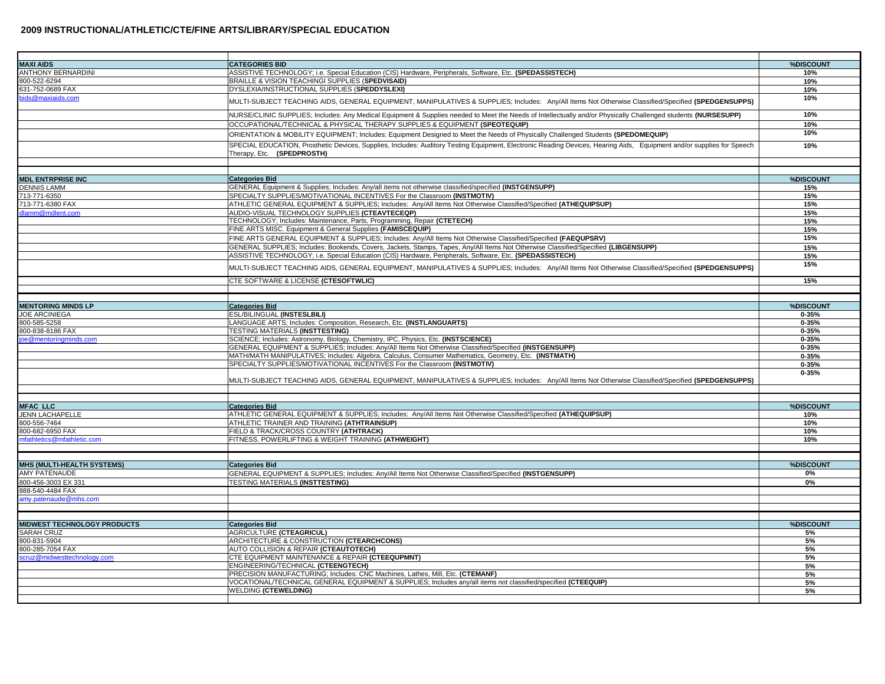## 2009 INSTRUCTIONAL/ATHLETIC/CTE/FINE ARTS/LIBRARY/SPECIAL EDUCATION

| MAXI AIDS | CATEGORIES BID | %DISCOUNT |
|---|---|---|
| ANTHONY BERNARDINI | ASSISTIVE TECHNOLOGY; i.e. Special Education (CIS) Hardware, Peripherals, Software, Etc. **(SPEDASSISTECH)** | 10% |
| 800-522-6294 | BRAILLE & VISION TEACHINGI SUPPLIES **(SPEDVISAID)** | 10% |
| 631-752-0689 FAX | DYSLEXIA/INSTRUCTIONAL SUPPLIES **(SPEDDYSLEXI)** | 10% |
| bids@maxiaids.com | MULTI-SUBJECT TEACHING AIDS, GENERAL EQUIPMENT, MANIPULATIVES & SUPPLIES; Includes: Any/All Items Not Otherwise Classified/Specified **(SPEDGENSUPPS)** | 10% |
| | NURSE/CLINIC SUPPLIES; Includes: Any Medical Equipment & Supplies needed to Meet the Needs of Intellectually and/or Physically Challenged students **(NURSESUPP)** | 10% |
| | OCCUPATIONAL/TECHNICAL & PHYSICAL THERAPY SUPPLIES & EQUIPMENT **(SPEOTEQUIP)** | 10% |
| | ORIENTATION & MOBILITY EQUIPMENT; Includes: Equipment Designed to Meet the Needs of Physically Challenged Students **(SPEDOMEQUIP)** | 10% |
| | SPECIAL EDUCATION, Prosthetic Devices, Supplies, Includes: Auditory Testing Equipment, Electronic Reading Devices, Hearing Aids, Equipment and/or supplies for Speech Therapy, Etc. **(SPEDPROSTH)** | 10% |

| MDL ENTRPRISE INC | Categories Bid | %DISCOUNT |
|---|---|---|
| DENNIS LAMM | GENERAL Equipment & Supplies; Includes: Any/all items not otherwise classified/specified **(INSTGENSUPP)** | 15% |
| 713-771-6350 | SPECIALTY SUPPLIES/MOTIVATIONAL INCENTIVES For the Classroom **(INSTMOTIV)** | 15% |
| 713-771-6380 FAX | ATHLETIC GENERAL EQUIPMENT & SUPPLIES; Includes: Any/All Items Not Otherwise Classified/Specified **(ATHEQUIPSUP)** | 15% |
| dlamm@mdlent.com | AUDIO-VISUAL TECHNOLOGY SUPPLIES **(CTEAVTECEQP)** | 15% |
| | TECHNOLOGY; Includes: Maintenance, Parts, Programming, Repair **(CTETECH)** | 15% |
| | FINE ARTS MISC. Equipment & General Supplies **(FAMISCEQUIP)** | 15% |
| | FINE ARTS GENERAL EQUIPMENT & SUPPLIES; Includes: Any/All Items Not Otherwise Classified/Specified **(FAEQUPSRV)** | 15% |
| | GENERAL SUPPLIES; Includes: Bookends, Covers, Jackets, Stamps, Tapes, Any/All Items Not Otherwise Classified/Specified **(LIBGENSUPP)** | 15% |
| | ASSISTIVE TECHNOLOGY; i.e. Special Education (CIS) Hardware, Peripherals, Software, Etc. **(SPEDASSISTECH)** | 15% |
| | MULTI-SUBJECT TEACHING AIDS, GENERAL EQUIPMENT, MANIPULATIVES & SUPPLIES; Includes: Any/All Items Not Otherwise Classified/Specified **(SPEDGENSUPPS)** | 15% |
| | CTE SOFTWARE & LICENSE **(CTESOFTWLIC)** | 15% |

| MENTORING MINDS LP | Categories Bid | %DISCOUNT |
|---|---|---|
| JOE ARCINIEGA | ESL/BILINGUAL **(INSTESLBILI)** | 0-35% |
| 800-585-5258 | LANGUAGE ARTS; Includes: Composition, Research, Etc. **(INSTLANGUARTS)** | 0-35% |
| 800-838-8186 FAX | TESTING MATERIALS **(INSTTESTING)** | 0-35% |
| joe@mentoringminds.com | SCIENCE; Includes: Astronomy, Biology, Chemistry, IPC, Physics, Etc. **(INSTSCIENCE)** | 0-35% |
| | GENERAL EQUIPMENT & SUPPLIES; Includes: Any/All Items Not Otherwise Classified/Specified **(INSTGENSUPP)** | 0-35% |
| | MATH/MATH MANIPULATIVES; Includes: Algebra, Calculus, Consumer Mathematics, Geometry, Etc. **(INSTMATH)** | 0-35% |
| | SPECIALTY SUPPLIES/MOTIVATIONAL INCENTIVES For the Classroom **(INSTMOTIV)** | 0-35% |
| | MULTI-SUBJECT TEACHING AIDS, GENERAL EQUIPMENT, MANIPULATIVES & SUPPLIES; Includes: Any/All Items Not Otherwise Classified/Specified **(SPEDGENSUPPS)** | 0-35% |

| MFAC LLC | Categories Bid | %DISCOUNT |
|---|---|---|
| JENN LACHAPELLE | ATHLETIC GENERAL EQUIPMENT & SUPPLIES; Includes: Any/All Items Not Otherwise Classified/Specified **(ATHEQUIPSUP)** | 10% |
| 800-556-7464 | ATHLETIC TRAINER AND TRAINING **(ATHTRAINSUP)** | 10% |
| 800-682-6950 FAX | FIELD & TRACK/CROSS COUNTRY **(ATHTRACK)** | 10% |
| mfathletics@mfathletic.com | FITNESS, POWERLIFTING & WEIGHT TRAINING **(ATHWEIGHT)** | 10% |

| MHS (MULTI-HEALTH SYSTEMS) | Categories Bid | %DISCOUNT |
|---|---|---|
| AMY PATENAUDE | GENERAL EQUIPMENT & SUPPLIES; Includes: Any/All Items Not Otherwise Classified/Specified **(INSTGENSUPP)** | 0% |
| 800-456-3003 EX 331 | TESTING MATERIALS **(INSTTESTING)** | 0% |
| 888-540-4484 FAX | | |
| amy.patenaude@mhs.com | | |

| MIDWEST TECHNOLOGY PRODUCTS | Categories Bid | %DISCOUNT |
|---|---|---|
| SARAH CRUZ | AGRICULTURE **(CTEAGRICUL)** | 5% |
| 800-831-5904 | ARCHITECTURE & CONSTRUCTION **(CTEARCHCONS)** | 5% |
| 800-285-7054 FAX | AUTO COLLISION & REPAIR **(CTEAUTOTECH)** | 5% |
| scruz@midwesttechnology.com | CTE EQUIPMENT MAINTENANCE & REPAIR **(CTEEQUPMNT)** | 5% |
| | ENGINEERING/TECHNICAL **(CTEENGTECH)** | 5% |
| | PRECISION MANUFACTURING; Includes: CNC Machines, Lathes, Mill, Etc. **(CTEMANF)** | 5% |
| | VOCATIONAL/TECHNICAL GENERAL EQUIPMENT & SUPPLIES; Includes any/all items not classified/specified **(CTEEQUIP)** | 5% |
| | WELDING **(CTEWELDING)** | 5% |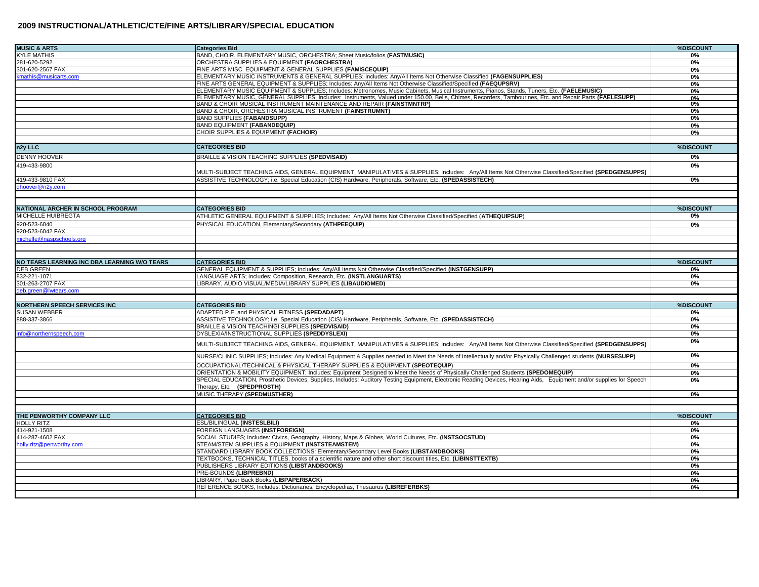## 2009 INSTRUCTIONAL/ATHLETIC/CTE/FINE ARTS/LIBRARY/SPECIAL EDUCATION

| MUSIC & ARTS | Categories Bid | %DISCOUNT |
|---|---|---|
| KYLE MATHIS | BAND, CHOIR, ELEMENTARY MUSIC, ORCHESTRA; Sheet Music/folios **(FASTMUSIC)** | 0% |
| 281-620-5292 | ORCHESTRA SUPPLIES & EQUIPMENT **(FAORCHESTRA)** | 0% |
| 301-620-2567 FAX | FINE ARTS MISC. EQUIPMENT & GENERAL SUPPLIES **(FAMISCEQUIP)** | 0% |
| kmathis@musicarts.com | ELEMENTARY MUSIC INSTRUMENTS & GENERAL SUPPLIES; Includes: Any/All Items Not Otherwise Classified **(FAGENSUPPLIES)** | 0% |
| | FINE ARTS GENERAL EQUIPMENT & SUPPLIES; Includes: Any/All Items Not Otherwise Classified/Specified **(FAEQUPSRV)** | 0% |
| | ELEMENTARY MUSIC EQUIPMENT & SUPPLIES; Includes: Metronomes, Music Cabinets, Musical Instruments, Pianos, Stands, Tuners, Etc. **(FAELEMUSIC)** | 0% |
| | ELEMENTARY MUSIC, GENERAL SUPPLIES, Includes: Instruments, Valued under 150.00, Bells, Chimes, Recorders, Tambourines, Etc. and Repair Parts **(FAELESUPP)** | 0% |
| | BAND & CHOIR MUSICAL INSTRUMENT MAINTENANCE AND REPAIR **(FAINSTMNTRP)** | 0% |
| | BAND & CHOIR, ORCHESTRA MUSICAL INSTRUMENT **(FAINSTRUMNT)** | 0% |
| | BAND SUPPLIES **(FABANDSUPP)** | 0% |
| | BAND EQUIPMENT **(FABANDEQUIP)** | 0% |
| | CHOIR SUPPLIES & EQUIPMENT **(FACHOIR)** | 0% |
| | | |
| **n2y LLC** | **CATEGORIES BID** | **%DISCOUNT** |
| DENNY HOOVER | BRAILLE & VISION TEACHING SUPPLIES **(SPEDVISAID)** | 0% |
| 419-433-9800 | MULTI-SUBJECT TEACHING AIDS, GENERAL EQUIPMENT, MANIPULATIVES & SUPPLIES; Includes: Any/All Items Not Otherwise Classified/Specified **(SPEDGENSUPPS)** | 0% |
| 419-433-9810 FAX | ASSISTIVE TECHNOLOGY; i.e. Special Education (CIS) Hardware, Peripherals, Software, Etc. **(SPEDASSISTECH)** | 0% |
| dhoover@n2y.com | | |
| | | |
| **NATIONAL ARCHER IN SCHOOL PROGRAM** | **CATEGORIES BID** | **%DISCOUNT** |
| MICHELLE HUIBREGTA | ATHLETIC GENERAL EQUIPMENT & SUPPLIES; Includes: Any/All Items Not Otherwise Classified/Specified (**ATHEQUIPSUP**) | 0% |
| 920-523-6040 | PHYSICAL EDUCATION, Elementary/Secondary **(ATHPEEQUIP)** | 0% |
| 920-523-6042 FAX | | |
| michelle@naspschools.org | | |
| | | |
| **NO TEARS LEARNING INC DBA LEARNING W/O TEARS** | **CATEGORIES BID** | **%DISCOUNT** |
| DEB GREEN | GENERAL EQUIPMENT & SUPPLIES; Includes: Any/All Items Not Otherwise Classified/Specified **(INSTGENSUPP)** | 0% |
| 832-221-1071 | LANGUAGE ARTS; Includes: Composition, Research, Etc. **(INSTLANGUARTS)** | 0% |
| 301-263-2707 FAX | LIBRARY, AUDIO VISUAL/MEDIA/LIBRARY SUPPLIES **(LIBAUDIOMED)** | 0% |
| deb.green@lwtears.com | | |
| | | |
| **NORTHERN SPEECH SERVICES INC** | **CATEGORIES BID** | **%DISCOUNT** |
| SUSAN WEBBER | ADAPTED P.E. and PHYSICAL FITNESS **(SPEDADAPT)** | 0% |
| 888-337-3866 | ASSISTIVE TECHNOLOGY; i.e. Special Education (CIS) Hardware, Peripherals, Software, Etc. **(SPEDASSISTECH)** | 0% |
| | BRAILLE & VISION TEACHINGI SUPPLIES **(SPEDVISAID)** | 0% |
| info@northernspeech.com | DYSLEXIA/INSTRUCTIONAL SUPPLIES **(SPEDDYSLEXI)** | 0% |
| | MULTI-SUBJECT TEACHING AIDS, GENERAL EQUIPMENT, MANIPULATIVES & SUPPLIES; Includes: Any/All Items Not Otherwise Classified/Specified **(SPEDGENSUPPS)** | 0% |
| | NURSE/CLINIC SUPPLIES; Includes: Any Medical Equipment & Supplies needed to Meet the Needs of Intellectually and/or Physically Challenged students **(NURSESUPP)** | 0% |
| | OCCUPATIONAL/TECHNICAL & PHYSICAL THERAPY SUPPLIES & EQUIPMENT (**SPEOTEQUIP**) | 0% |
| | ORIENTATION & MOBILITY EQUIPMENT; Includes: Equipment Designed to Meet the Needs of Physically Challenged Students **(SPEDOMEQUIP)** | 0% |
| | SPECIAL EDUCATION, Prosthetic Devices, Supplies, Includes: Auditory Testing Equipment, Electronic Reading Devices, Hearing Aids, Equipment and/or supplies for Speech Therapy, Etc. **(SPEDPROSTH)** | 0% |
| | MUSIC THERAPY **(SPEDMUSTHER)** | 0% |
| | | |
| **THE PENWORTHY COMPANY LLC** | **CATEGORIES BID** | **%DISCOUNT** |
| HOLLY RITZ | ESL/BILINGUAL **(INSTESLBILI)** | 0% |
| 414-921-1508 | FOREIGN LANGUAGES **(INSTFOREIGN)** | 0% |
| 414-287-4602 FAX | SOCIAL STUDIES; Includes: Civics, Geography, History, Maps & Globes, World Cultures, Etc. **(INSTSOCSTUD)** | 0% |
| holly.ritz@penworthy.com | STEAM/STEM SUPPLIES & EQUIPMENT **(INSTSTEAMSTEM)** | 0% |
| | STANDARD LIBRARY BOOK COLLECTIONS: Elementary/Secondary Level Books **(LIBSTANDBOOKS)** | 0% |
| | TEXTBOOKS, TECHNICAL TITLES, books of a scientific nature and other short discount titles, Etc. **(LIBINSTTEXTB)** | 0% |
| | PUBLISHERS LIBRARY EDITIONS **(LIBSTANDBOOKS)** | 0% |
| | PRE-BOUNDS **(LIBPREBND)** | 0% |
| | LIBRARY, Paper Back Books (**LIBPAPERBACK**) | 0% |
| | REFERENCE BOOKS, Includes: Dictionaries, Encyclopedias, Thesaurus **(LIBREFERBKS)** | 0% |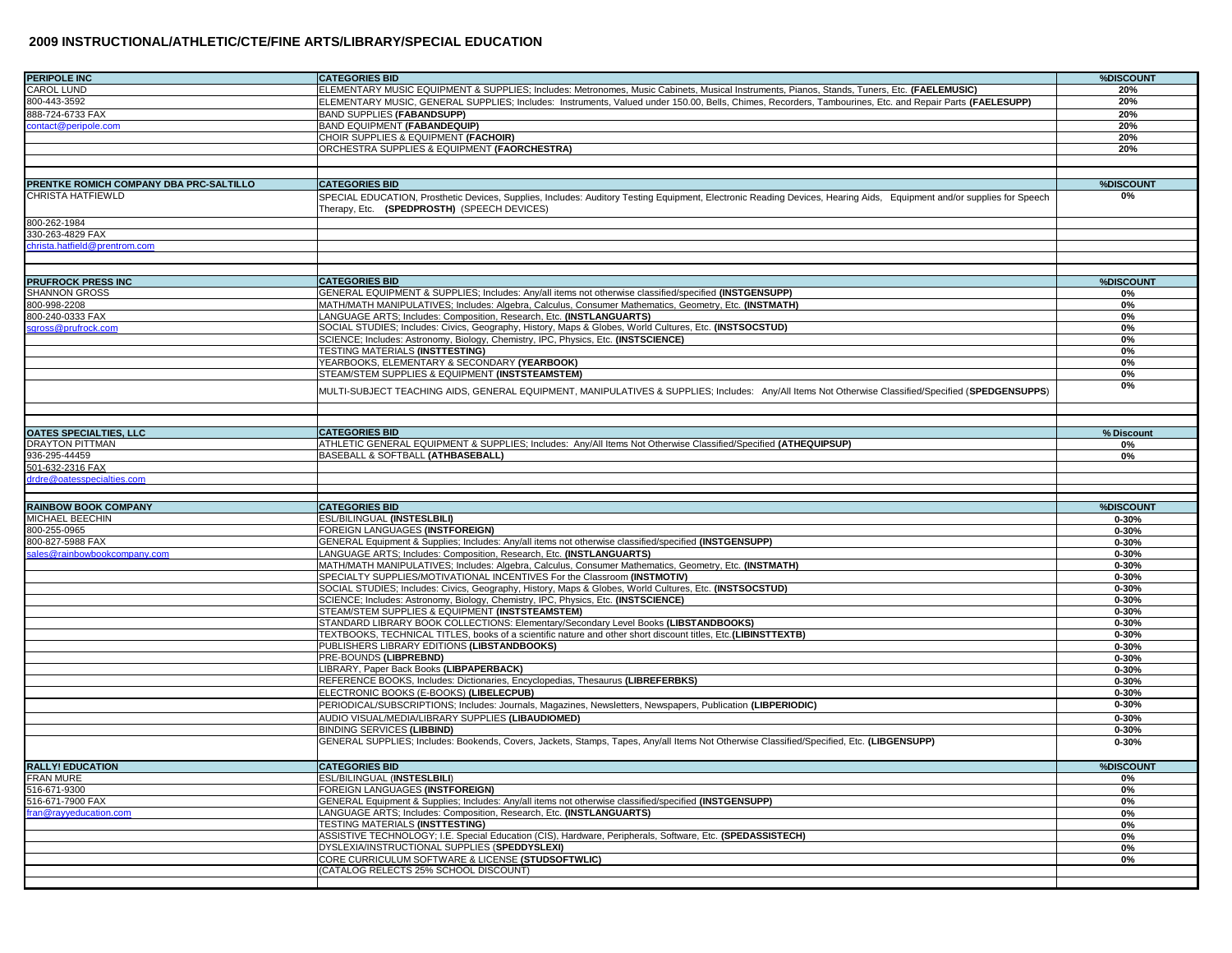## 2009 INSTRUCTIONAL/ATHLETIC/CTE/FINE ARTS/LIBRARY/SPECIAL EDUCATION

| PERIPOLE INC | CATEGORIES BID | %DISCOUNT |
|---|---|---|
| CAROL LUND | ELEMENTARY MUSIC EQUIPMENT & SUPPLIES; Includes: Metronomes, Music Cabinets, Musical Instruments, Pianos, Stands, Tuners, Etc. **(FAELEMUSIC)** | 20% |
| 800-443-3592 | ELEMENTARY MUSIC, GENERAL SUPPLIES; Includes: Instruments, Valued under 150.00, Bells, Chimes, Recorders, Tambourines, Etc. and Repair Parts **(FAELESUPP)** | 20% |
| 888-724-6733 FAX | BAND SUPPLIES **(FABANDSUPP)** | 20% |
| contact@peripole.com | BAND EQUIPMENT **(FABANDEQUIP)** | 20% |
| | CHOIR SUPPLIES & EQUIPMENT **(FACHOIR)** | 20% |
| | ORCHESTRA SUPPLIES & EQUIPMENT **(FAORCHESTRA)** | 20% |

| PRENTKE ROMICH COMPANY DBA PRC-SALTILLO | CATEGORIES BID | %DISCOUNT |
|---|---|---|
| CHRISTA HATFIEWLD | SPECIAL EDUCATION, Prosthetic Devices, Supplies, Includes: Auditory Testing Equipment, Electronic Reading Devices, Hearing Aids, Equipment and/or supplies for Speech Therapy, Etc. **(SPEDPROSTH)** (SPEECH DEVICES) | 0% |
| 800-262-1984 | | |
| 330-263-4829 FAX | | |
| christa.hatfield@prentrom.com | | |

| PRUFROCK PRESS INC | CATEGORIES BID | %DISCOUNT |
|---|---|---|
| SHANNON GROSS | GENERAL EQUIPMENT & SUPPLIES; Includes: Any/all items not otherwise classified/specified **(INSTGENSUPP)** | 0% |
| 800-998-2208 | MATH/MATH MANIPULATIVES; Includes: Algebra, Calculus, Consumer Mathematics, Geometry, Etc. **(INSTMATH)** | 0% |
| 800-240-0333 FAX | LANGUAGE ARTS; Includes: Composition, Research, Etc. **(INSTLANGUARTS)** | 0% |
| sgross@prufrock.com | SOCIAL STUDIES; Includes: Civics, Geography, History, Maps & Globes, World Cultures, Etc. **(INSTSOCSTUD)** | 0% |
| | SCIENCE; Includes: Astronomy, Biology, Chemistry, IPC, Physics, Etc. **(INSTSCIENCE)** | 0% |
| | TESTING MATERIALS **(INSTTESTING)** | 0% |
| | YEARBOOKS, ELEMENTARY & SECONDARY **(YEARBOOK)** | 0% |
| | STEAM/STEM SUPPLIES & EQUIPMENT **(INSTSTEAMSTEM)** | 0% |
| | MULTI-SUBJECT TEACHING AIDS, GENERAL EQUIPMENT, MANIPULATIVES & SUPPLIES; Includes: Any/All Items Not Otherwise Classified/Specified (**SPEDGENSUPPS**) | 0% |

| OATES SPECIALTIES, LLC | CATEGORIES BID | % Discount |
|---|---|---|
| DRAYTON PITTMAN | ATHLETIC GENERAL EQUIPMENT & SUPPLIES; Includes: Any/All Items Not Otherwise Classified/Specified **(ATHEQUIPSUP)** | 0% |
| 936-295-44459 | BASEBALL & SOFTBALL **(ATHBASEBALL)** | 0% |
| 501-632-2316 FAX | | |
| drdre@oatesspecialties.com | | |

| RAINBOW BOOK COMPANY | CATEGORIES BID | %DISCOUNT |
|---|---|---|
| MICHAEL BEECHIN | ESL/BILINGUAL **(INSTESLBILI)** | 0-30% |
| 800-255-0965 | FOREIGN LANGUAGES **(INSTFOREIGN)** | 0-30% |
| 800-827-5988 FAX | GENERAL Equipment & Supplies; Includes: Any/all items not otherwise classified/specified **(INSTGENSUPP)** | 0-30% |
| sales@rainbowbookcompany.com | LANGUAGE ARTS; Includes: Composition, Research, Etc. **(INSTLANGUARTS)** | 0-30% |
| | MATH/MATH MANIPULATIVES; Includes: Algebra, Calculus, Consumer Mathematics, Geometry, Etc. **(INSTMATH)** | 0-30% |
| | SPECIALTY SUPPLIES/MOTIVATIONAL INCENTIVES For the Classroom **(INSTMOTIV)** | 0-30% |
| | SOCIAL STUDIES; Includes: Civics, Geography, History, Maps & Globes, World Cultures, Etc. **(INSTSOCSTUD)** | 0-30% |
| | SCIENCE; Includes: Astronomy, Biology, Chemistry, IPC, Physics, Etc. **(INSTSCIENCE)** | 0-30% |
| | STEAM/STEM SUPPLIES & EQUIPMENT **(INSTSTEAMSTEM)** | 0-30% |
| | STANDARD LIBRARY BOOK COLLECTIONS: Elementary/Secondary Level Books **(LIBSTANDBOOKS)** | 0-30% |
| | TEXTBOOKS, TECHNICAL TITLES, books of a scientific nature and other short discount titles, Etc.**(LIBINSTTEXTB)** | 0-30% |
| | PUBLISHERS LIBRARY EDITIONS **(LIBSTANDBOOKS)** | 0-30% |
| | PRE-BOUNDS **(LIBPREBND)** | 0-30% |
| | LIBRARY, Paper Back Books **(LIBPAPERBACK)** | 0-30% |
| | REFERENCE BOOKS, Includes: Dictionaries, Encyclopedias, Thesaurus **(LIBREFERBKS)** | 0-30% |
| | ELECTRONIC BOOKS (E-BOOKS) **(LIBELECPUB)** | 0-30% |
| | PERIODICAL/SUBSCRIPTIONS; Includes: Journals, Magazines, Newsletters, Newspapers, Publication **(LIBPERIODIC)** | 0-30% |
| | AUDIO VISUAL/MEDIA/LIBRARY SUPPLIES **(LIBAUDIOMED)** | 0-30% |
| | BINDING SERVICES **(LIBBIND)** | 0-30% |
| | GENERAL SUPPLIES; Includes: Bookends, Covers, Jackets, Stamps, Tapes, Any/all Items Not Otherwise Classified/Specified, Etc. **(LIBGENSUPP)** | 0-30% |

| RALLY! EDUCATION | CATEGORIES BID | %DISCOUNT |
|---|---|---|
| FRAN MURE | ESL/BILINGUAL (**INSTESLBILI**) | 0% |
| 516-671-9300 | FOREIGN LANGUAGES **(INSTFOREIGN)** | 0% |
| 516-671-7900 FAX | GENERAL Equipment & Supplies; Includes: Any/all items not otherwise classified/specified **(INSTGENSUPP)** | 0% |
| fran@rayyeducation.com | LANGUAGE ARTS; Includes: Composition, Research, Etc. **(INSTLANGUARTS)** | 0% |
| | TESTING MATERIALS **(INSTTESTING)** | 0% |
| | ASSISTIVE TECHNOLOGY; I.E. Special Education (CIS), Hardware, Peripherals, Software, Etc. **(SPEDASSISTECH)** | 0% |
| | DYSLEXIA/INSTRUCTIONAL SUPPLIES (**SPEDDYSLEXI)** | 0% |
| | CORE CURRICULUM SOFTWARE & LICENSE **(STUDSOFTWLIC)** | 0% |
| | (CATALOG RELECTS 25% SCHOOL DISCOUNT) | |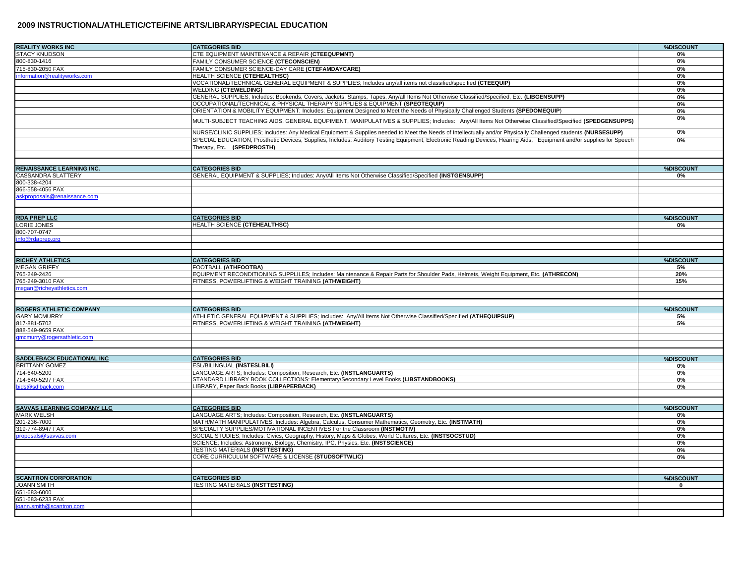## 2009 INSTRUCTIONAL/ATHLETIC/CTE/FINE ARTS/LIBRARY/SPECIAL EDUCATION

| **REALITY WORKS INC** | **CATEGORIES BID** | **%DISCOUNT** |
|---|---|---|
| STACY KNUDSON | CTE EQUIPMENT MAINTENANCE & REPAIR **(CTEEQUPMNT)** | **0%** |
| 800-830-1416 | FAMILY CONSUMER SCIENCE **(CTECONSCIEN)** | **0%** |
| 715-830-2050 FAX | FAMILY CONSUMER SCIENCE-DAY CARE **(CTEFAMDAYCARE)** | **0%** |
| information@realityworks.com | HEALTH SCIENCE **(CTEHEALTHSC)** | **0%** |
| | VOCATIONAL/TECHNICAL GENERAL EQUIPMENT & SUPPLIES; Includes any/all items not classified/specified **(CTEEQUIP)** | **0%** |
| | WELDING **(CTEWELDING)** | **0%** |
| | GENERAL SUPPLIES; Includes: Bookends, Covers, Jackets, Stamps, Tapes, Any/all Items Not Otherwise Classified/Specified, Etc. **(LIBGENSUPP)** | **0%** |
| | OCCUPATIONAL/TECHNICAL & PHYSICAL THERAPY SUPPLIES & EQUIPMENT **(SPEOTEQUIP)** | **0%** |
| | ORIENTATION & MOBILITY EQUIPMENT; Includes: Equipment Designed to Meet the Needs of Physically Challenged Students **(SPEDOMEQUIP)** | **0%** |
| | MULTI-SUBJECT TEACHING AIDS, GENERAL EQUPIMENT, MANIPULATIVES & SUPPLIES; Includes: Any/All Items Not Otherwise Classified/Specified **(SPEDGENSUPPS)** | **0%** |
| | NURSE/CLINIC SUPPLIES; Includes: Any Medical Equipment & Supplies needed to Meet the Needs of Intellectually and/or Physically Challenged students **(NURSESUPP)** | **0%** |
| | SPECIAL EDUCATION, Prosthetic Devices, Supplies, Includes: Auditory Testing Equipment, Electronic Reading Devices, Hearing Aids, Equipment and/or supplies for Speech Therapy, Etc. **(SPEDPROSTH)** | **0%** |

| **RENAISSANCE LEARNING INC.** | **CATEGORIES BID** | **%DISCOUNT** |
|---|---|---|
| CASSANDRA SLATTERY | GENERAL EQUIPMENT & SUPPLIES; Includes: Any/All Items Not Otherwise Classified/Specified **(INSTGENSUPP)** | **0%** |
| 800-338-4204 | | |
| 866-558-4056 FAX | | |
| askproposals@renaissance.com | | |

| **RDA PREP LLC** | **CATEGORIES BID** | **%DISCOUNT** |
|---|---|---|
| LORIE JONES | HEALTH SCIENCE **(CTEHEALTHSC)** | **0%** |
| 800-707-0747 | | |
| info@rdaprep.org | | |

| **RICHEY ATHLETICS** | **CATEGORIES BID** | **%DISCOUNT** |
|---|---|---|
| MEGAN GRIFFY | FOOTBALL **(ATHFOOTBA)** | **5%** |
| 765-249-2426 | EQUIPMENT RECONDITIONING SUPPLILES; Includes: Maintenance & Repair Parts for Shoulder Pads, Helmets, Weight Equipment, Etc. **(ATHRECON)** | **20%** |
| 765-249-3010 FAX | FITNESS, POWERLIFTING & WEIGHT TRAINING **(ATHWEIGHT)** | **15%** |
| megan@richeyathletics.com | | |

| **ROGERS ATHLETIC COMPANY** | **CATEGORIES BID** | **%DISCOUNT** |
|---|---|---|
| GARY MCMURRY | ATHLETIC GENERAL EQUIPMENT & SUPPLIES; Includes: Any/All Items Not Otherwise Classified/Specified **(ATHEQUIPSUP)** | **5%** |
| 817-881-5702 | FITNESS, POWERLIFTING & WEIGHT TRAINING **(ATHWEIGHT)** | **5%** |
| 888-549-9659 FAX | | |
| gmcmurry@rogersathletic.com | | |

| **SADDLEBACK EDUCATIONAL INC** | **CATEGORIES BID** | **%DISCOUNT** |
|---|---|---|
| BRITTANY GOMEZ | ESL/BILINGUAL **(INSTESLBILI)** | **0%** |
| 714-640-5200 | LANGUAGE ARTS; Includes: Composition, Research, Etc. **(INSTLANGUARTS)** | **0%** |
| 714-640-5297 FAX | STANDARD LIBRARY BOOK COLLECTIONS: Elementary/Secondary Level Books **(LIBSTANDBOOKS)** | **0%** |
| bids@sdlback.com | LIBRARY, Paper Back Books **(LIBPAPERBACK)** | **0%** |

| **SAVVAS LEARNING COMPANY LLC** | **CATEGORIES BID** | **%DISCOUNT** |
|---|---|---|
| MARK WELSH | LANGUAGE ARTS; Includes: Composition, Research, Etc. **(INSTLANGUARTS)** | **0%** |
| 201-236-7000 | MATH/MATH MANIPULATIVES; Includes: Algebra, Calculus, Consumer Mathematics, Geometry, Etc. **(INSTMATH)** | **0%** |
| 319-774-8947 FAX | SPECIALTY SUPPLIES/MOTIVATIONAL INCENTIVES For the Classroom **(INSTMOTIV)** | **0%** |
| proposals@savvas.com | SOCIAL STUDIES; Includes: Civics, Geography, History, Maps & Globes, World Cultures, Etc. **(INSTSOCSTUD)** | **0%** |
| | SCIENCE; Includes: Astronomy, Biology, Chemistry, IPC, Physics, Etc. **(INSTSCIENCE)** | **0%** |
| | TESTING MATERIALS **(INSTTESTING)** | **0%** |
| | CORE CURRICULUM SOFTWARE & LICENSE **(STUDSOFTWLIC)** | **0%** |

| **SCANTRON CORPORATION** | **CATEGORIES BID** | **%DISCOUNT** |
|---|---|---|
| JOANN SMITH | TESTING MATERIALS **(INSTTESTING)** | **0** |
| 651-683-6000 | | |
| 651-683-6233 FAX | | |
| joann.smith@scantron.com | | |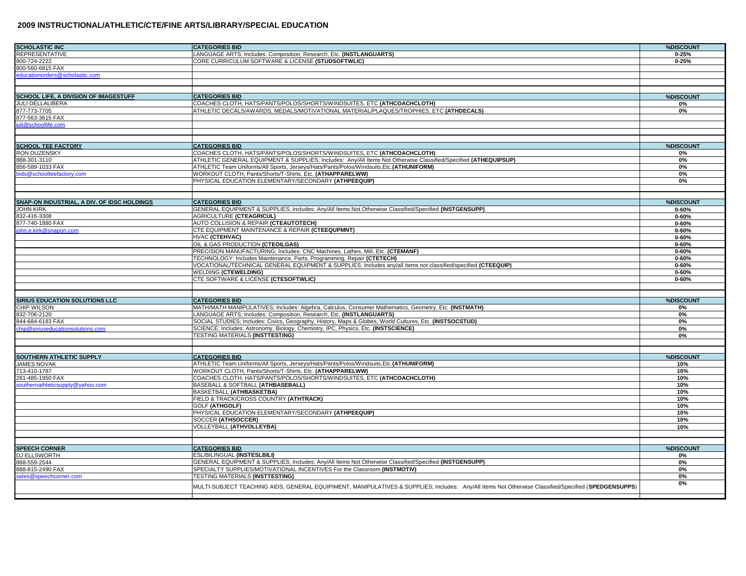## 2009 INSTRUCTIONAL/ATHLETIC/CTE/FINE ARTS/LIBRARY/SPECIAL EDUCATION

| SCHOLASTIC INC | CATEGORIES BID | %DISCOUNT |
|---|---|---|
| REPRESENTATIVE | LANGUAGE ARTS; Includes: Composition, Research, Etc. **(INSTLANGUARTS)** | 0-25% |
| 800-724-2222 | CORE CURRICULUM SOFTWARE & LICENSE **(STUDSOFTWLIC)** | 0-25% |
| 800-560-6815 FAX | | |
| educationorders@scholastic.com | | |
| | | |
| **SCHOOL LIFE, A DIVISION OF IMAGESTUFF** | **CATEGORIES BID** | **%DISCOUNT** |
| JULI DELLALIBERA | COACHES CLOTH, HATS/PANTS/POLOS/SHORTS/WINDSUITES, ETC **(ATHCOACHCLOTH)** | 0% |
| 877-773-7705 | ATHLETIC DECALS/AWARDS, MEDALS/MOTIVATIONAL MATERIAL/PLAQUES/TROPHIES, ETC **(ATHDECALS)** | 0% |
| 877-563-3615 FAX | | |
| juli@schoollife.com | | |
| | | |
| **SCHOOL TEE FACTORY** | **CATEGORIES BID** | **%DISCOUNT** |
| RON DUZENSKY | COACHES CLOTH, HATS/PANTS/POLOS/SHORTS/WINDSUITES, ETC **(ATHCOACHCLOTH)** | 0% |
| 888-301-3110 | ATHLETIC GENERAL EQUIPMENT & SUPPLIES; Includes: Any/All Items Not Otherwise Classified/Specified **(ATHEQUIPSUP)** | 0% |
| 856-589-1033 FAX | ATHLETIC Team Uniforms/All Sports, Jerseys/Hats/Pants/Polos/Windsuits,Etc.**(ATHUNIFORM)** | 0% |
| bids@schoolteefactory.com | WORKOUT CLOTH, Pants/Shorts/T-Shirts, Etc. **(ATHAPPARELWW)** | 0% |
| | PHYSICAL EDUCATION ELEMENTARY/SECONDARY **(ATHPEEQUIP)** | 0% |
| | | |
| **SNAP-ON INDUSTRIAL, A DIV. OF IDSC HOLDINGS** | **CATEGORIES BID** | **%DISCOUNT** |
| JOHN KIRK | GENERAL EQUIPMENT & SUPPLIES; Includes: Any/All Items Not Otherwise Classified/Specified **(INSTGENSUPP)** | 0-60% |
| 832-416-3308 | AGRICULTURE **(CTEAGRICUL)** | 0-60% |
| 877-740-1880 FAX | AUTO COLLISION & REPAIR **(CTEAUTOTECH)** | 0-60% |
| john.e.kirk@snapon.com | CTE EQUIPMENT MAINTENANCE & REPAIR **(CTEEQUPMNT)** | 0-60% |
| | HVAC **(CTEHVAC)** | 0-60% |
| | OIL & GAS PRODUCTION **(CTEOILGAS)** | 0-60% |
| | PRECISION MANUFACTURING; Includes: CNC Machines, Lathes, Mill, Etc. **(CTEMANF)** | 0-60% |
| | TECHNOLOGY: Includes Maintenance, Parts, Programming, Repair **(CTETECH)** | 0-60% |
| | VOCATIONAL/TECHNICAL GENERAL EQUIPMENT & SUPPLIES; Includes any/all items not classified/specified **(CTEEQUIP)** | 0-60% |
| | WELDING **(CTEWELDING)** | 0-60% |
| | CTE SOFTWARE & LICENSE **(CTESOFTWLIC)** | 0-60% |
| | | |
| **SIRIUS EDUCATION SOLUTIONS LLC** | **CATEGORIES BID** | **%DISCOUNT** |
| CHIP WILSON | MATH/MATH MANIPULATIVES; Includes: Algebra, Calculus, Consumer Mathematics, Geometry, Etc. **(INSTMATH)** | 0% |
| 832-706-2120 | LANGUAGE ARTS; Includes: Composition, Research, Etc. **(INSTLANGUARTS)** | 0% |
| 844-684-6183 FAX | SOCIAL STUDIES; Includes: Civics, Geography, History, Maps & Globes, World Cultures, Etc. **(INSTSOCSTUD)** | 0% |
| chip@siriuseducationsolutions.com | SCIENCE; Includes: Astronomy, Biology, Chemistry, IPC, Physics, Etc. **(INSTSCIENCE)** | 0% |
| | TESTING MATERIALS **(INSTTESTING)** | 0% |
| | | |
| **SOUTHERN ATHLETIC SUPPLY** | **CATEGORIES BID** | **%DISCOUNT** |
| JAMES NOVAK | ATHLETIC Team Uniforms/All Sports, Jerseys/Hats/Pants/Polos/Windsuits,Etc.**(ATHUNIFORM)** | 10% |
| 713-410-1787 | WORKOUT CLOTH, Pants/Shorts/T-Shirts, Etc. **(ATHAPPARELWW)** | 10% |
| 281-485-1950 FAX | COACHES CLOTH, HATS/PANTS/POLOS/SHORTS/WINDSUITES, ETC **(ATHCOACHCLOTH)** | 10% |
| southernathleticsupply@yahoo.com | BASEBALL & SOFTBALL **(ATHBASEBALL)** | 10% |
| | BASKETBALL **(ATHBASKETBA)** | 10% |
| | FIELD & TRACK/CROSS COUNTRY **(ATHTRACK)** | 10% |
| | GOLF **(ATHGOLF)** | 10% |
| | PHYSICAL EDUCATION ELEMENTARY/SECONDARY **(ATHPEEQUIP)** | 10% |
| | SOCCER **(ATHSOCCER)** | 10% |
| | VOLLEYBALL **(ATHVOLLEYBA)** | 10% |
| | | |
| **SPEECH CORNER** | **CATEGORIES BID** | **%DISCOUNT** |
| DJ ELLSWORTH | ESL/BILINGUAL **(INSTESLBILI)** | 0% |
| 888-559-2544 | GENERAL EQUIPMENT & SUPPLIES; Includes: Any/All Items Not Otherwise Classified/Specified **(INSTGENSUPP)** | 0% |
| 888-815-2490 FAX | SPECIALTY SUPPLIES/MOTIVATIONAL INCENTIVES For the Classroom **(INSTMOTIV)** | 0% |
| sales@speechcorner.com | TESTING MATERIALS **(INSTTESTING)** | 0% |
| | MULTI-SUBJECT TEACHING AIDS, GENERAL EQUIPIMENT, MANIPULATIVES & SUPPLIES; Includes: Any/All Items Not Otherwise Classified/Specified (**SPEDGENSUPPS**) | 0% |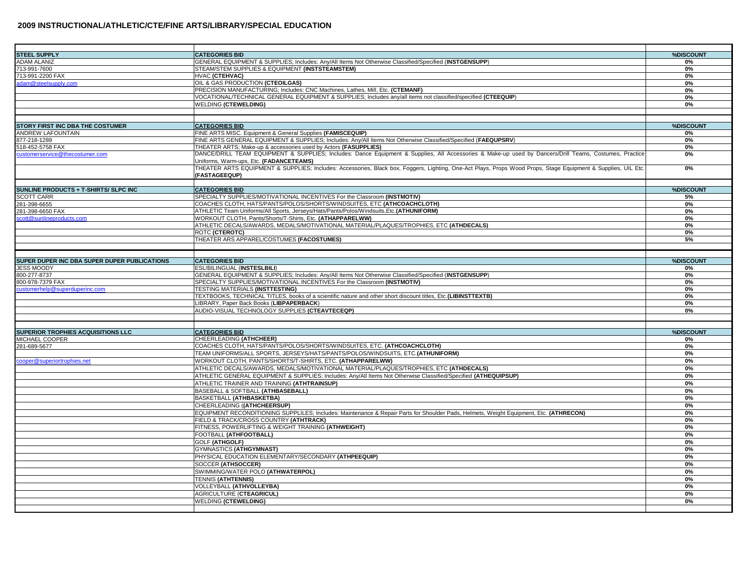## 2009 INSTRUCTIONAL/ATHLETIC/CTE/FINE ARTS/LIBRARY/SPECIAL EDUCATION

| STEEL SUPPLY | CATEGORIES BID | %DISCOUNT |
|---|---|---|
| ADAM ALANIZ | GENERAL EQUIPMENT & SUPPLIES; Includes: Any/All Items Not Otherwise Classified/Specified (**INSTGENSUPP**) | 0% |
| 713-991-7600 | STEAM/STEM SUPPLIES & EQUIPMENT **(INSTSTEAMSTEM)** | 0% |
| 713-991-2200 FAX | HVAC **(CTEHVAC)** | 0% |
| adam@steelsupply.com | OIL & GAS PRODUCTION **(CTEOILGAS)** | 0% |
| | PRECISION MANUFACTURING; Includes: CNC Machines, Lathes, Mill, Etc. **(CTEMANF)** | 0% |
| | VOCATIONAL/TECHNICAL GENERAL EQUIPMENT & SUPPLIES; Includes any/all items not classified/specified **(CTEEQUIP**) | 0% |
| | WELDING **(CTEWELDING)** | 0% |

| STORY FIRST INC DBA THE COSTUMER | CATEGORIES BID | %DISCOUNT |
|---|---|---|
| ANDREW LAFOUNTAIN | FINE ARTS MISC. Equipment & General Supplies **(FAMISCEQUIP)** | 0% |
| 877-218-1289 | FINE ARTS GENERAL EQUIPMENT & SUPPLIES; Includes: Any/All Items Not Otherwise Classified/Specified (**FAEQUPSRV**) | 0% |
| 518-452-5758 FAX | THEATER ARTS; Make-up & accessories used by Actors **(FASUPPLIES)** | 0% |
| customerservice@thecostumer.com | DANCE/DRILL TEAM EQUIPMENT & SUPPLIES; Includes: Dance Equipment & Supplies, All Accessories & Make-up used by Dancers/Drill Teams, Costumes, Practice Uniforms, Warm-ups, Etc. **(FADANCETEAMS)** | 0% |
| | THEATER ARTS EQUIPMENT & SUPPLIES; Includes: Accessories, Black box, Foggers, Lighting, One-Act Plays, Props Wood Props, Stage Equipment & Supplies, UIL Etc. **(FASTAGEEQUP)** | 0% |

| SUNLINE PRODUCTS + T-SHIRTS/ SLPC INC | CATEGORIES BID | %DISCOUNT |
|---|---|---|
| SCOTT CARR | SPECIALTY SUPPLIES/MOTIVATIONAL INCENTIVES For the Classroom **(INSTMOTIV)** | 5% |
| 281-398-6655 | COACHES CLOTH, HATS/PANTS/POLOS/SHORTS/WINDSUITES, ETC **(ATHCOACHCLOTH)** | 0% |
| 281-398-6650 FAX | ATHLETIC Team Uniforms/All Sports, Jerseys/Hats/Pants/Polos/Windsuits,Etc.**(ATHUNIFORM)** | 0% |
| scott@sunlineproducts.com | WORKOUT CLOTH, Pants/Shorts/T-Shirts, Etc. **(ATHAPPARELWW)** | 0% |
| | ATHLETIC DECALS/AWARDS, MEDALS/MOTIVATIONAL MATERIAL/PLAQUES/TROPHIES, ETC **(ATHDECALS)** | 0% |
| | ROTC **(CTEROTC)** | 0% |
| | THEATER ARS APPAREL/COSTUMES **(FACOSTUMES)** | 5% |

| SUPER DUPER INC DBA SUPER DUPER PUBLICATIONS | CATEGORIES BID | %DISCOUNT |
|---|---|---|
| JESS MOODY | ESL/BILINGUAL (**INSTESLBILI**) | 0% |
| 800-277-8737 | GENERAL EQUIPMENT & SUPPLIES; Includes: Any/All Items Not Otherwise Classified/Specified (**INSTGENSUPP**) | 0% |
| 800-978-7379 FAX | SPECIALTY SUPPLIES/MOTIVATIONAL INCENTIVES For the Classroom **(INSTMOTIV)** | 0% |
| customerhelp@superduperinc.com | TESTING MATERIALS **(INSTTESTING)** | 0% |
| | TEXTBOOKS, TECHNICAL TITLES, books of a scientific nature and other short discount titles, Etc.**(LIBINSTTEXTB)** | 0% |
| | LIBRARY, Paper Back Books (**LIBPAPERBACK**) | 0% |
| | AUDIO-VISUAL TECHNOLOGY SUPPLIES **(CTEAVTECEQP)** | 0% |

| SUPERIOR TROPHIES ACQUISITIONS LLC | CATEGORIES BID | %DISCOUNT |
|---|---|---|
| MICHAEL COOPER | CHEERLEADING **(ATHCHEER)** | 0% |
| 281-689-5677 | COACHES CLOTH, HATS/PANTS/POLOS/SHORTS/WINDSUITES, ETC. **(ATHCOACHCLOTH)** | 0% |
| | TEAM UNIFORMS/ALL SPORTS, JERSEYS/HATS/PANTS/POLOS/WINDSUITS, ETC.**(ATHUNIFORM)** | 0% |
| cooper@superiortrophies.net | WORKOUT CLOTH, PANTS/SHORTS/T-SHIRTS, ETC. **(ATHAPPARELWW)** | 0% |
| | ATHLETIC DECALS/AWARDS, MEDALS/MOTIVATIONAL MATERIAL/PLAQUES/TROPHIES, ETC **(ATHDECALS)** | 0% |
| | ATHLETIC GENERAL EQUIPMENT & SUPPLIES; Includes: Any/All Items Not Otherwise Classified/Specified **(ATHEQUIPSUP)** | 0% |
| | ATHLETIC TRAINER AND TRAINING **(ATHTRAINSUP)** | 0% |
| | BASEBALL & SOFTBALL **(ATHBASEBALL)** | 0% |
| | BASKETBALL **(ATHBASKETBA)** | 0% |
| | CHEERLEADING (**(ATHCHEERSUP)** | 0% |
| | EQUIPMENT RECONDITIONING SUPPLILES; Includes: Maintenance & Repair Parts for Shoulder Pads, Helmets, Weight Equipment, Etc. **(ATHRECON)** | 0% |
| | FIELD & TRACK/CROSS COUNTRY **(ATHTRACK)** | 0% |
| | FITNESS, POWERLIFTING & WEIGHT TRAINING **(ATHWEIGHT)** | 0% |
| | FOOTBALL **(ATHFOOTBALL)** | 0% |
| | GOLF **(ATHGOLF)** | 0% |
| | GYMNASTICS **(ATHGYMNAST)** | 0% |
| | PHYSICAL EDUCATION ELEMENTARY/SECONDARY **(ATHPEEQUIP)** | 0% |
| | SOCCER **(ATHSOCCER)** | 0% |
| | SWIMMING/WATER POLO **(ATHWATERPOL)** | 0% |
| | TENNIS **(ATHTENNIS)** | 0% |
| | VOLLEYBALL **(ATHVOLLEYBA)** | 0% |
| | AGRICULTURE (**CTEAGRICUL)** | 0% |
| | WELDING **(CTEWELDING)** | 0% |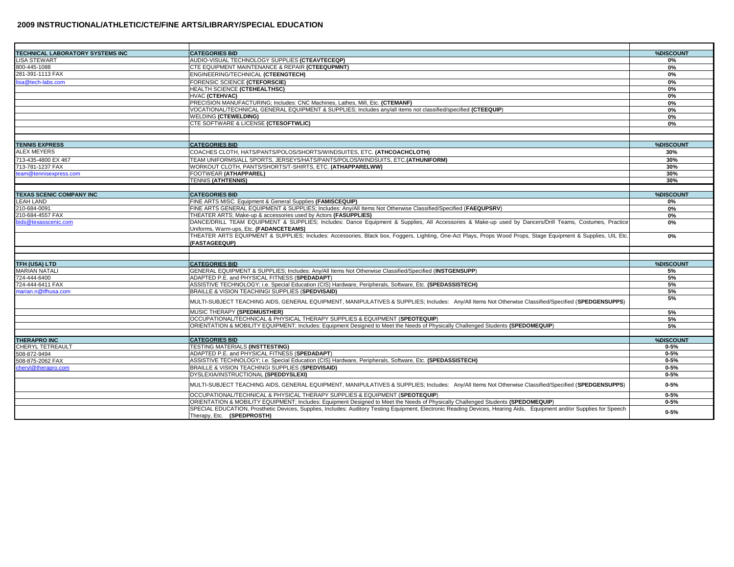## 2009 INSTRUCTIONAL/ATHLETIC/CTE/FINE ARTS/LIBRARY/SPECIAL EDUCATION

| | | |
|---|---|---|
| **TECHNICAL LABORATORY SYSTEMS INC** | **CATEGORIES BID** | **%DISCOUNT** |
| LISA STEWART | AUDIO-VISUAL TECHNOLOGY SUPPLIES **(CTEAVTECEQP)** | **0%** |
| 800-445-1088 | **CTE EQUIPMENT MAINTENANCE & REPAIR (CTEEQUPMNT)** | **0%** |
| 281-391-1113 FAX | ENGINEERING/TECHNICAL **(CTEENGTECH)** | **0%** |
| lisa@tech-labs.com | FORENSIC SCIENCE **(CTEFORSCIE)** | **0%** |
| | HEALTH SCIENCE **(CTEHEALTHSC)** | **0%** |
| | HVAC **(CTEHVAC)** | **0%** |
| | PRECISION MANUFACTURING; Includes: CNC Machines, Lathes, Mill, Etc. **(CTEMANF)** | **0%** |
| | VOCATIONAL/TECHNICAL GENERAL EQUIPMENT & SUPPLIES; Includes any/all items not classified/specified **(CTEEQUIP)** | **0%** |
| | WELDING **(CTEWELDING)** | **0%** |
| | CTE SOFTWARE & LICENSE **(CTESOFTWLIC)** | **0%** |
| | | |
| **TENNIS EXPRESS** | **CATEGORIES BID** | **%DISCOUNT** |
| ALEX MEYERS | COACHES CLOTH, HATS/PANTS/POLOS/SHORTS/WINDSUITES, ETC. **(ATHCOACHCLOTH)** | **30%** |
| 713-435-4800 EX 467 | TEAM UNIFORMS/ALL SPORTS, JERSEYS/HATS/PANTS/POLOS/WINDSUITS, ETC.**(ATHUNIFORM)** | **30%** |
| 713-781-1237 FAX | WORKOUT CLOTH, PANTS/SHORTS/T-SHIRTS, ETC. **(ATHAPPARELWW)** | **30%** |
| team@tennisexpress.com | FOOTWEAR **(ATHAPPAREL)** | **30%** |
| | TENNIS **(ATHTENNIS)** | **30%** |
| | | |
| **TEXAS SCENIC COMPANY INC** | **CATEGORIES BID** | **%DISCOUNT** |
| LEAH LAND | FINE ARTS MISC. Equipment & General Supplies **(FAMISCEQUIP)** | **0%** |
| 210-684-0091 | FINE ARTS GENERAL EQUIPMENT & SUPPLIES; Includes: Any/All Items Not Otherwise Classified/Specified (**FAEQUPSRV**) | **0%** |
| 210-684-4557 FAX | THEATER ARTS; Make-up & accessories used by Actors **(FASUPPLIES)** | **0%** |
| bids@texasscenic.com | DANCE/DRILL TEAM EQUIPMENT & SUPPLIES; Includes: Dance Equipment & Supplies, All Accessories & Make-up used by Dancers/Drill Teams, Costumes, Practice Uniforms, Warm-ups, Etc. **(FADANCETEAMS)** | **0%** |
| | THEATER ARTS EQUIPMENT & SUPPLIES; Includes: Accessories, Black box, Foggers, Lighting, One-Act Plays, Props Wood Props, Stage Equipment & Supplies, UIL Etc. **(FASTAGEEQUP)** | **0%** |
| | | |
| **TFH (USA) LTD** | **CATEGORIES BID** | **%DISCOUNT** |
| MARIAN NATALI | GENERAL EQUIPMENT & SUPPLIES; Includes: Any/All Items Not Otherwise Classified/Specified (**INSTGENSUPP**) | **5%** |
| 724-444-6400 | ADAPTED P.E. and PHYSICAL FITNESS (**SPEDADAPT**) | **5%** |
| 724-444-6411 FAX | ASSISTIVE TECHNOLOGY; i.e. Special Education (CIS) Hardware, Peripherals, Software, Etc. **(SPEDASSISTECH)** | **5%** |
| marian.n@tfhusa.com | BRAILLE & VISION TEACHINGI SUPPLIES (**SPEDVISAID)** | **5%** |
| | MULTI-SUBJECT TEACHING AIDS, GENERAL EQUIPMENT, MANIPULATIVES & SUPPLIES; Includes: Any/All Items Not Otherwise Classified/Specified (**SPEDGENSUPPS**) | **5%** |
| | MUSIC THERAPY **(SPEDMUSTHER)** | **5%** |
| | OCCUPATIONAL/TECHNICAL & PHYSICAL THERAPY SUPPLIES & EQUIPMENT (**SPEOTEQUIP**) | **5%** |
| | ORIENTATION & MOBILITY EQUIPMENT; Includes: Equipment Designed to Meet the Needs of Physically Challenged Students **(SPEDOMEQUIP**) | **5%** |
| | | |
| **THERAPRO INC** | **CATEGORIES BID** | **%DISCOUNT** |
| CHERYL TETREAULT | TESTING MATERIALS **(INSTTESTING)** | **0-5%** |
| 508-872-9494 | ADAPTED P.E. and PHYSICAL FITNESS (**SPEDADAPT**) | **0-5%** |
| 508-875-2062 FAX | ASSISTIVE TECHNOLOGY; i.e. Special Education (CIS) Hardware, Peripherals, Software, Etc. **(SPEDASSISTECH)** | **0-5%** |
| cheryl@therapro.com | BRAILLE & VISION TEACHINGI SUPPLIES (**SPEDVISAID)** | **0-5%** |
| | DYSLEXIA/INSTRUCTIONAL **(SPEDDYSLEXI)** | **0-5%** |
| | MULTI-SUBJECT TEACHING AIDS, GENERAL EQUIPMENT, MANIPULATIVES & SUPPLIES; Includes: Any/All Items Not Otherwise Classified/Specified (**SPEDGENSUPPS**) | **0-5%** |
| | OCCUPATIONAL/TECHNICAL & PHYSICAL THERAPY SUPPLIES & EQUIPMENT (**SPEOTEQUIP**) | **0-5%** |
| | ORIENTATION & MOBILITY EQUIPMENT; Includes: Equipment Designed to Meet the Needs of Physically Challenged Students **(SPEDOMEQUIP**) | **0-5%** |
| | SPECIAL EDUCATION, Prosthetic Devices, Supplies, Includes: Auditory Testing Equipment, Electronic Reading Devices, Hearing Aids, Equipment and/or Supplies for Speech Therapy, Etc. **(SPEDPROSTH)** | **0-5%** |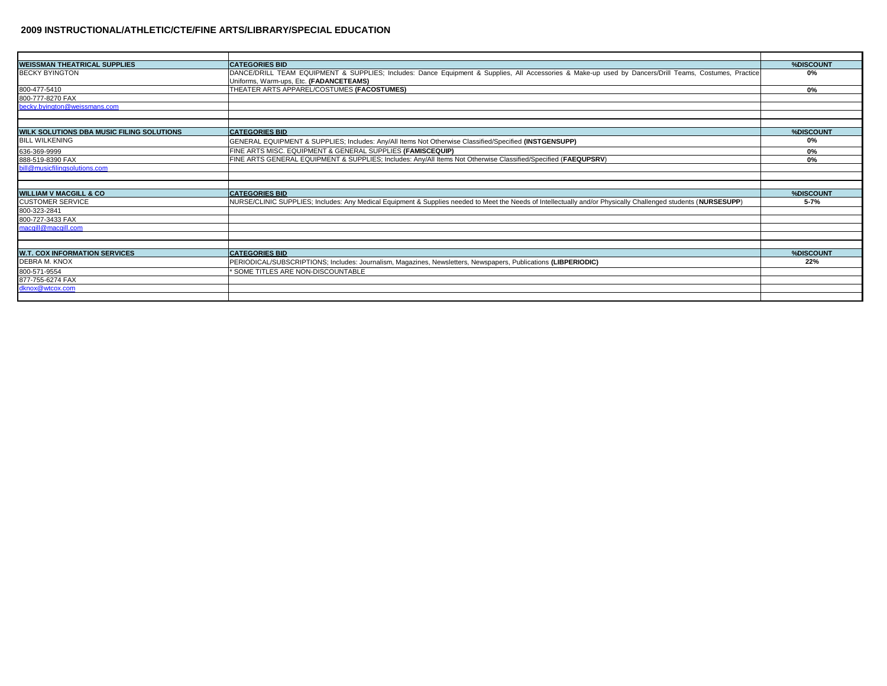## 2009 INSTRUCTIONAL/ATHLETIC/CTE/FINE ARTS/LIBRARY/SPECIAL EDUCATION

| | | |
|---|---|---|
| **WEISSMAN THEATRICAL SUPPLIES** | **CATEGORIES BID** | **%DISCOUNT** |
| BECKY BYINGTON | DANCE/DRILL TEAM EQUIPMENT & SUPPLIES; Includes: Dance Equipment & Supplies, All Accessories & Make-up used by Dancers/Drill Teams, Costumes, Practice Uniforms, Warm-ups, Etc. **(FADANCETEAMS)** | **0%** |
| 800-477-5410 | THEATER ARTS APPAREL/COSTUMES **(FACOSTUMES)** | **0%** |
| 800-777-8270 FAX | | |
| becky.byington@weissmans.com | | |
| | | |
| | | |
| **WILK SOLUTIONS DBA MUSIC FILING SOLUTIONS** | **CATEGORIES BID** | **%DISCOUNT** |
| BILL WILKENING | GENERAL EQUIPMENT & SUPPLIES; Includes: Any/All Items Not Otherwise Classified/Specified **(INSTGENSUPP)** | **0%** |
| 636-369-9999 | FINE ARTS MISC. EQUIPMENT & GENERAL SUPPLIES **(FAMISCEQUIP)** | **0%** |
| 888-519-8390 FAX | FINE ARTS GENERAL EQUIPMENT & SUPPLIES; Includes: Any/All Items Not Otherwise Classified/Specified (**FAEQUPSRV**) | **0%** |
| bill@musicfilingsolutions.com | | |
| | | |
| | | |
| **WILLIAM V MACGILL & CO** | **CATEGORIES BID** | **%DISCOUNT** |
| CUSTOMER SERVICE | NURSE/CLINIC SUPPLIES; Includes: Any Medical Equipment & Supplies needed to Meet the Needs of Intellectually and/or Physically Challenged students (**NURSESUPP**) | **5-7%** |
| 800-323-2841 | | |
| 800-727-3433 FAX | | |
| macgill@macgill.com | | |
| | | |
| | | |
| **W.T. COX INFORMATION SERVICES** | **CATEGORIES BID** | **%DISCOUNT** |
| DEBRA M. KNOX | PERIODICAL/SUBSCRIPTIONS; Includes: Journalism, Magazines, Newsletters, Newspapers, Publications **(LIBPERIODIC)** | **22%** |
| 800-571-9554 | * SOME TITLES ARE NON-DISCOUNTABLE | |
| 877-755-6274 FAX | | |
| dknox@wtcox.com | | |
| | | |